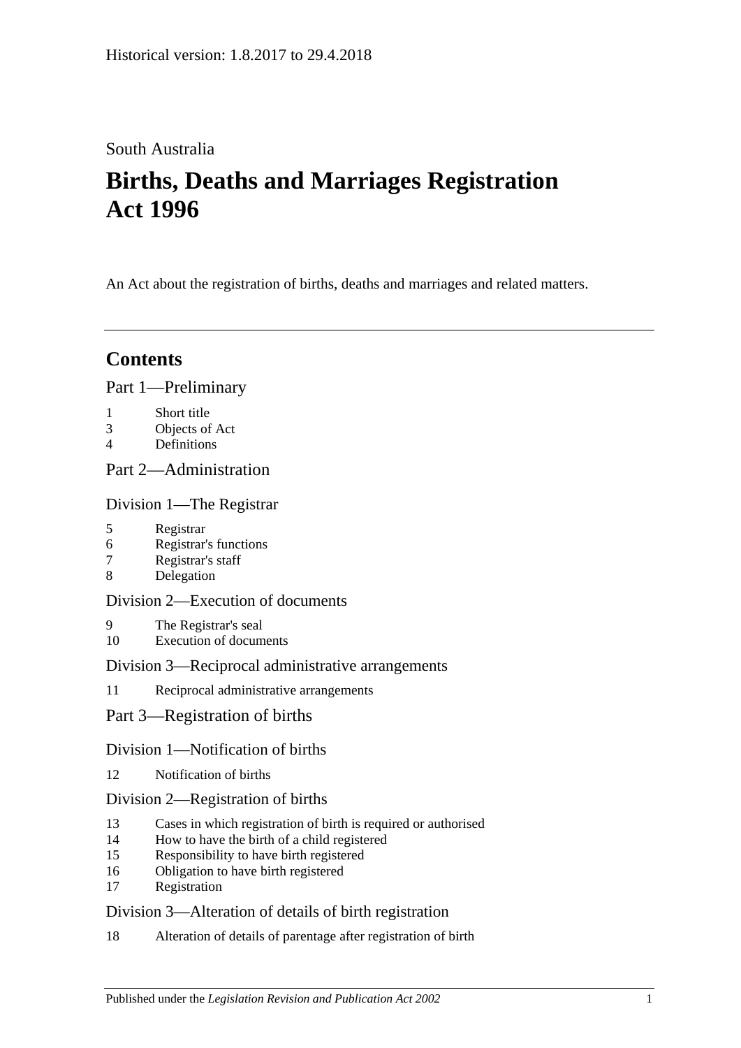Historical version: 1.8.2017 to 29.4.2018

South Australia

# Births, Deaths and Marriages Registration Act 1996

An Act about the registration of births, deaths and marriages and related matters.

---

## Contents

Part 1—Preliminary

1 Short title
3 Objects of Act
4 Definitions

Part 2—Administration

Division 1—The Registrar

5 Registrar
6 Registrar's functions
7 Registrar's staff
8 Delegation

Division 2—Execution of documents

9 The Registrar's seal
10 Execution of documents

Division 3—Reciprocal administrative arrangements

11 Reciprocal administrative arrangements

Part 3—Registration of births

Division 1—Notification of births

12 Notification of births

Division 2—Registration of births

13 Cases in which registration of birth is required or authorised
14 How to have the birth of a child registered
15 Responsibility to have birth registered
16 Obligation to have birth registered
17 Registration

Division 3—Alteration of details of birth registration

18 Alteration of details of parentage after registration of birth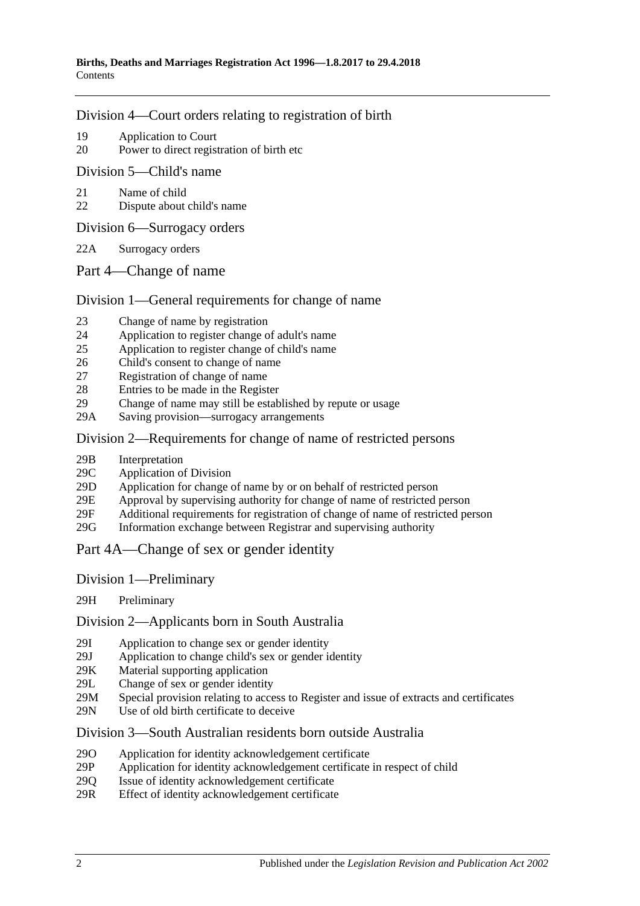Division 4—Court orders relating to registration of birth

19 Application to Court
20 Power to direct registration of birth etc

Division 5—Child's name

21 Name of child
22 Dispute about child's name

Division 6—Surrogacy orders

22A Surrogacy orders

Part 4—Change of name

Division 1—General requirements for change of name

23 Change of name by registration
24 Application to register change of adult's name
25 Application to register change of child's name
26 Child's consent to change of name
27 Registration of change of name
28 Entries to be made in the Register
29 Change of name may still be established by repute or usage
29A Saving provision—surrogacy arrangements

Division 2—Requirements for change of name of restricted persons

29B Interpretation
29C Application of Division
29D Application for change of name by or on behalf of restricted person
29E Approval by supervising authority for change of name of restricted person
29F Additional requirements for registration of change of name of restricted person
29G Information exchange between Registrar and supervising authority

Part 4A—Change of sex or gender identity

Division 1—Preliminary

29H Preliminary

Division 2—Applicants born in South Australia

29I Application to change sex or gender identity
29J Application to change child's sex or gender identity
29K Material supporting application
29L Change of sex or gender identity
29M Special provision relating to access to Register and issue of extracts and certificates
29N Use of old birth certificate to deceive

Division 3—South Australian residents born outside Australia

29O Application for identity acknowledgement certificate
29P Application for identity acknowledgement certificate in respect of child
29Q Issue of identity acknowledgement certificate
29R Effect of identity acknowledgement certificate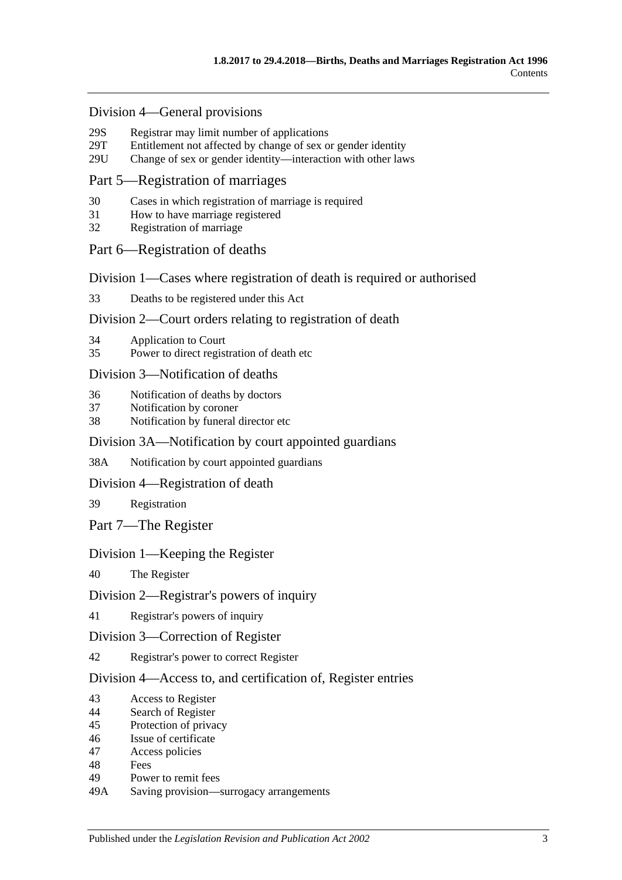## Division 4—General provisions

29S Registrar may limit number of applications
29T Entitlement not affected by change of sex or gender identity
29U Change of sex or gender identity—interaction with other laws

## Part 5—Registration of marriages

30 Cases in which registration of marriage is required
31 How to have marriage registered
32 Registration of marriage

## Part 6—Registration of deaths

### Division 1—Cases where registration of death is required or authorised

33 Deaths to be registered under this Act

### Division 2—Court orders relating to registration of death

34 Application to Court
35 Power to direct registration of death etc

### Division 3—Notification of deaths

36 Notification of deaths by doctors
37 Notification by coroner
38 Notification by funeral director etc

### Division 3A—Notification by court appointed guardians

38A Notification by court appointed guardians

### Division 4—Registration of death

39 Registration

## Part 7—The Register

### Division 1—Keeping the Register

40 The Register

### Division 2—Registrar's powers of inquiry

41 Registrar's powers of inquiry

### Division 3—Correction of Register

42 Registrar's power to correct Register

### Division 4—Access to, and certification of, Register entries

43 Access to Register
44 Search of Register
45 Protection of privacy
46 Issue of certificate
47 Access policies
48 Fees
49 Power to remit fees
49A Saving provision—surrogacy arrangements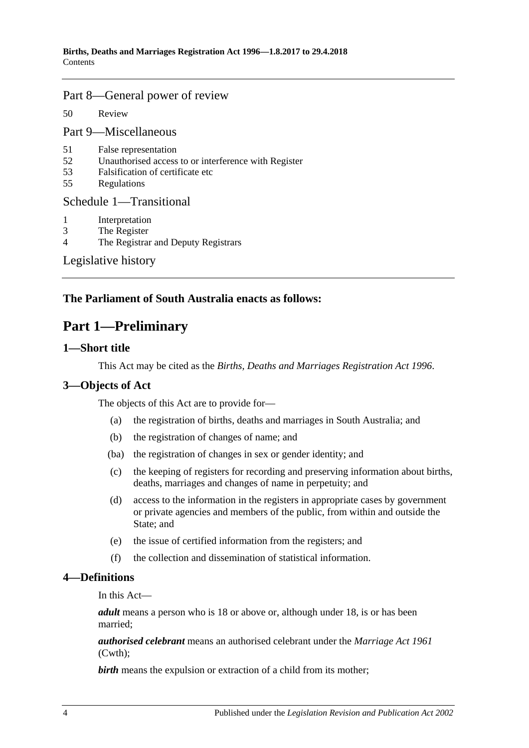## Part 8—General power of review

50 Review

## Part 9—Miscellaneous

51 False representation
52 Unauthorised access to or interference with Register
53 Falsification of certificate etc
55 Regulations

## Schedule 1—Transitional

1 Interpretation
3 The Register
4 The Registrar and Deputy Registrars

## Legislative history

**The Parliament of South Australia enacts as follows:**

# Part 1—Preliminary

### 1—Short title

This Act may be cited as the *Births, Deaths and Marriages Registration Act 1996*.

### 3—Objects of Act

The objects of this Act are to provide for—

(a) the registration of births, deaths and marriages in South Australia; and

(b) the registration of changes of name; and

(ba) the registration of changes in sex or gender identity; and

(c) the keeping of registers for recording and preserving information about births, deaths, marriages and changes of name in perpetuity; and

(d) access to the information in the registers in appropriate cases by government or private agencies and members of the public, from within and outside the State; and

(e) the issue of certified information from the registers; and

(f) the collection and dissemination of statistical information.

### 4—Definitions

In this Act—

***adult*** means a person who is 18 or above or, although under 18, is or has been married;

***authorised celebrant*** means an authorised celebrant under the *Marriage Act 1961* (Cwth);

***birth*** means the expulsion or extraction of a child from its mother;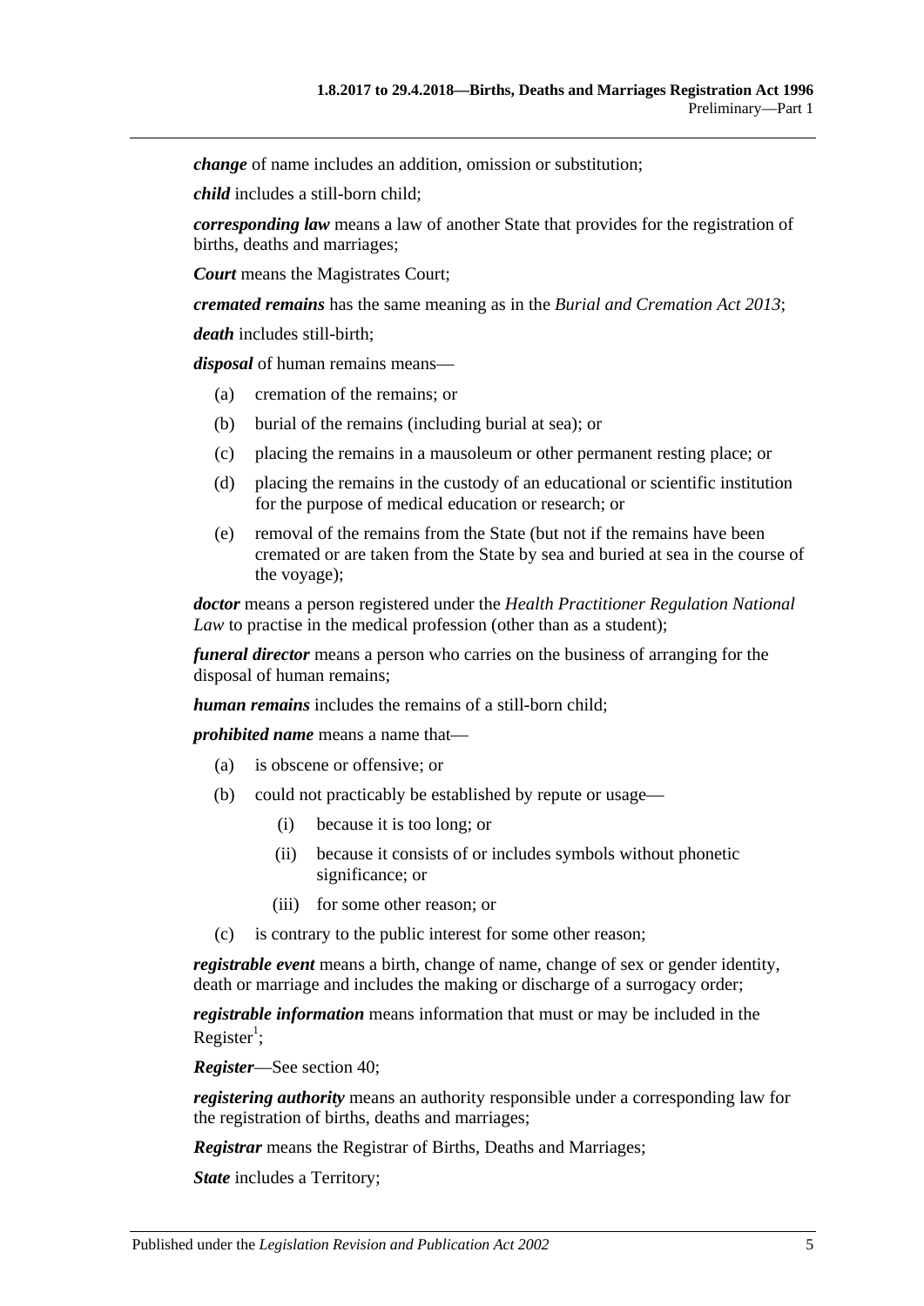***change*** of name includes an addition, omission or substitution;

***child*** includes a still-born child;

***corresponding law*** means a law of another State that provides for the registration of births, deaths and marriages;

***Court*** means the Magistrates Court;

***cremated remains*** has the same meaning as in the *Burial and Cremation Act 2013*;

***death*** includes still-birth;

***disposal*** of human remains means—

- (a) cremation of the remains; or
- (b) burial of the remains (including burial at sea); or
- (c) placing the remains in a mausoleum or other permanent resting place; or
- (d) placing the remains in the custody of an educational or scientific institution for the purpose of medical education or research; or
- (e) removal of the remains from the State (but not if the remains have been cremated or are taken from the State by sea and buried at sea in the course of the voyage);

***doctor*** means a person registered under the *Health Practitioner Regulation National Law* to practise in the medical profession (other than as a student);

***funeral director*** means a person who carries on the business of arranging for the disposal of human remains;

***human remains*** includes the remains of a still-born child;

***prohibited name*** means a name that—

- (a) is obscene or offensive; or
- (b) could not practicably be established by repute or usage—
    - (i) because it is too long; or
    - (ii) because it consists of or includes symbols without phonetic significance; or
    - (iii) for some other reason; or
- (c) is contrary to the public interest for some other reason;

***registrable event*** means a birth, change of name, change of sex or gender identity, death or marriage and includes the making or discharge of a surrogacy order;

***registrable information*** means information that must or may be included in the Register[1];

***Register***—See section 40;

***registering authority*** means an authority responsible under a corresponding law for the registration of births, deaths and marriages;

***Registrar*** means the Registrar of Births, Deaths and Marriages;

***State*** includes a Territory;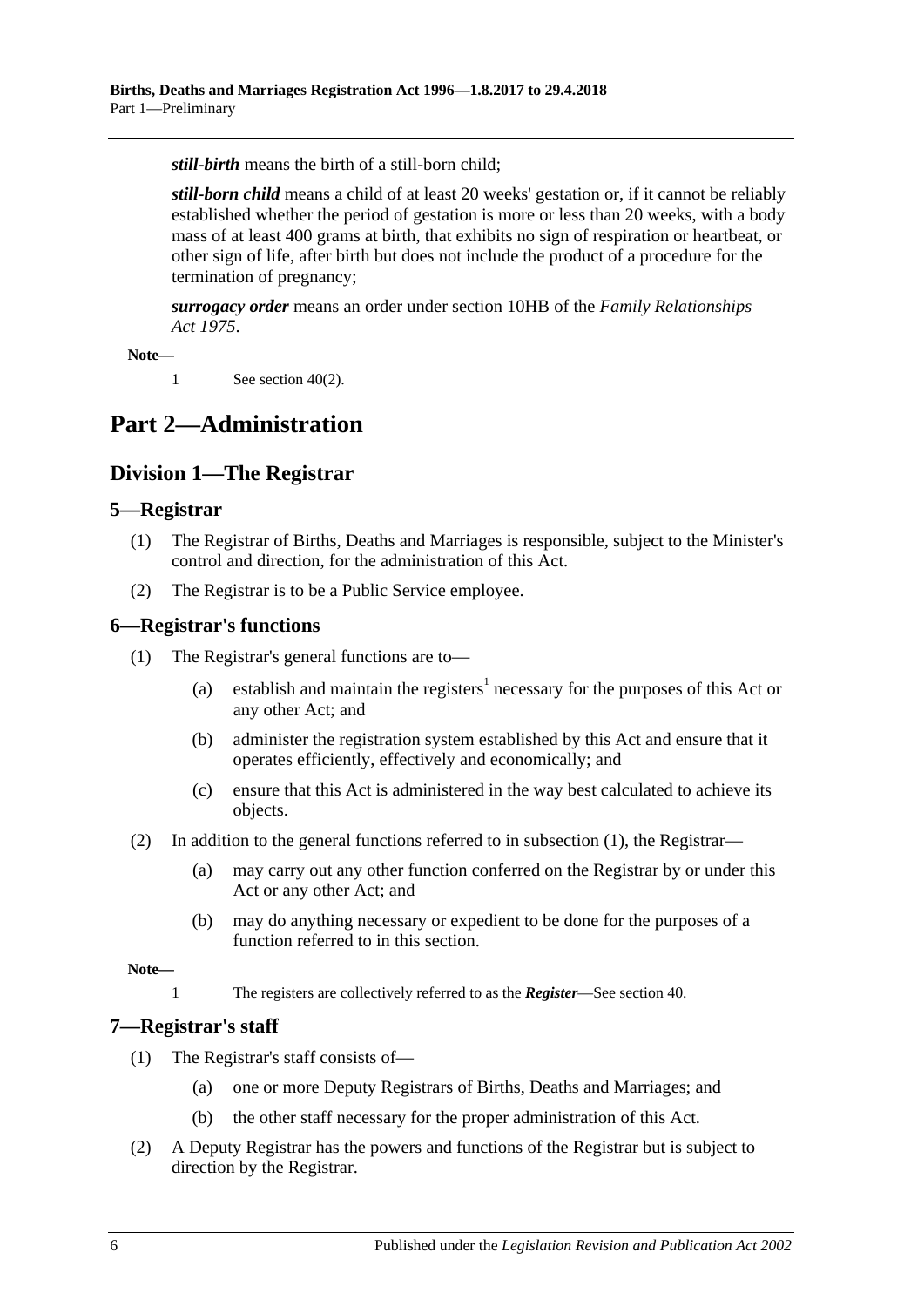***still-birth*** means the birth of a still-born child;

***still-born child*** means a child of at least 20 weeks' gestation or, if it cannot be reliably established whether the period of gestation is more or less than 20 weeks, with a body mass of at least 400 grams at birth, that exhibits no sign of respiration or heartbeat, or other sign of life, after birth but does not include the product of a procedure for the termination of pregnancy;

***surrogacy order*** means an order under section 10HB of the *Family Relationships Act 1975*.

**Note—**

1 See section 40(2).

# Part 2—Administration

## Division 1—The Registrar

### 5—Registrar

(1) The Registrar of Births, Deaths and Marriages is responsible, subject to the Minister's control and direction, for the administration of this Act.

(2) The Registrar is to be a Public Service employee.

### 6—Registrar's functions

(1) The Registrar's general functions are to—

(a) establish and maintain the registers[1] necessary for the purposes of this Act or any other Act; and

(b) administer the registration system established by this Act and ensure that it operates efficiently, effectively and economically; and

(c) ensure that this Act is administered in the way best calculated to achieve its objects.

(2) In addition to the general functions referred to in subsection (1), the Registrar—

(a) may carry out any other function conferred on the Registrar by or under this Act or any other Act; and

(b) may do anything necessary or expedient to be done for the purposes of a function referred to in this section.

**Note—**

1 The registers are collectively referred to as the ***Register***—See section 40.

### 7—Registrar's staff

(1) The Registrar's staff consists of—

(a) one or more Deputy Registrars of Births, Deaths and Marriages; and

(b) the other staff necessary for the proper administration of this Act.

(2) A Deputy Registrar has the powers and functions of the Registrar but is subject to direction by the Registrar.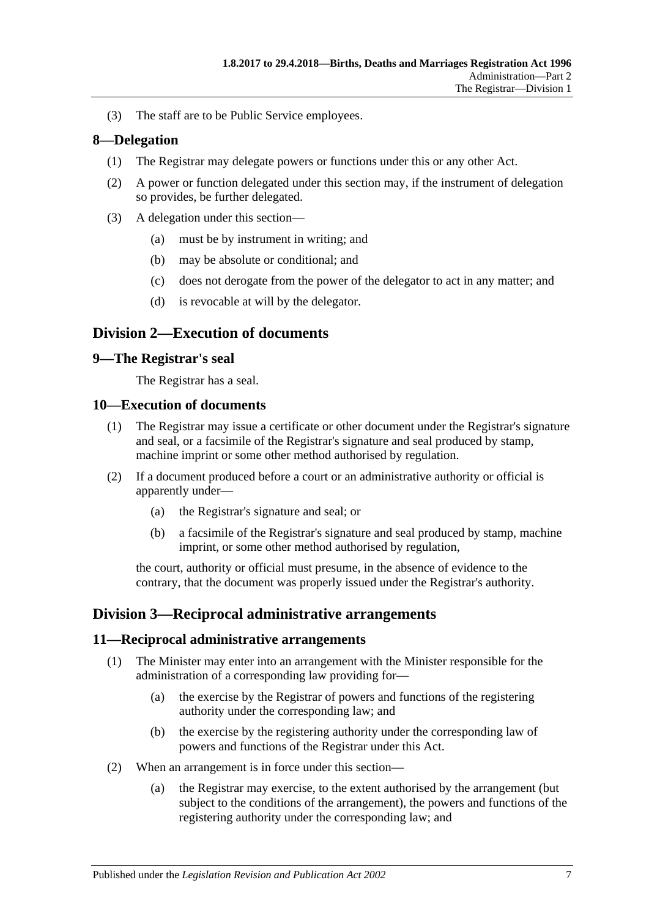(3) The staff are to be Public Service employees.

## 8—Delegation

(1) The Registrar may delegate powers or functions under this or any other Act.

(2) A power or function delegated under this section may, if the instrument of delegation so provides, be further delegated.

(3) A delegation under this section—

(a) must be by instrument in writing; and

(b) may be absolute or conditional; and

(c) does not derogate from the power of the delegator to act in any matter; and

(d) is revocable at will by the delegator.

# Division 2—Execution of documents

## 9—The Registrar's seal

The Registrar has a seal.

## 10—Execution of documents

(1) The Registrar may issue a certificate or other document under the Registrar's signature and seal, or a facsimile of the Registrar's signature and seal produced by stamp, machine imprint or some other method authorised by regulation.

(2) If a document produced before a court or an administrative authority or official is apparently under—

(a) the Registrar's signature and seal; or

(b) a facsimile of the Registrar's signature and seal produced by stamp, machine imprint, or some other method authorised by regulation,

the court, authority or official must presume, in the absence of evidence to the contrary, that the document was properly issued under the Registrar's authority.

# Division 3—Reciprocal administrative arrangements

## 11—Reciprocal administrative arrangements

(1) The Minister may enter into an arrangement with the Minister responsible for the administration of a corresponding law providing for—

(a) the exercise by the Registrar of powers and functions of the registering authority under the corresponding law; and

(b) the exercise by the registering authority under the corresponding law of powers and functions of the Registrar under this Act.

(2) When an arrangement is in force under this section—

(a) the Registrar may exercise, to the extent authorised by the arrangement (but subject to the conditions of the arrangement), the powers and functions of the registering authority under the corresponding law; and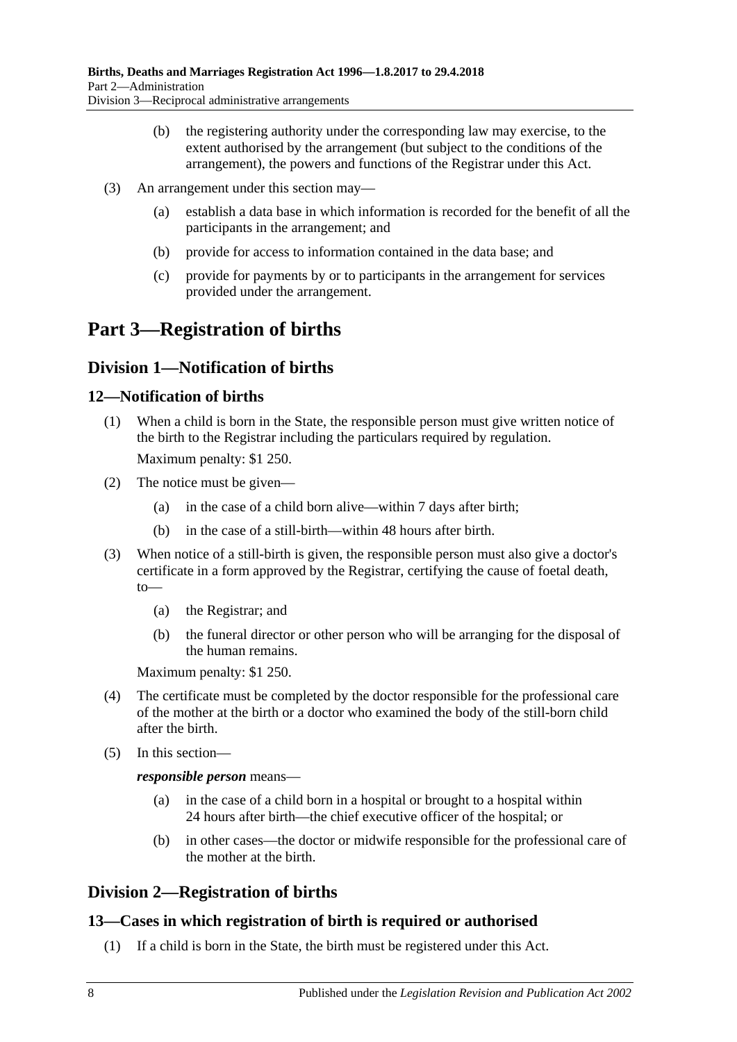(b) the registering authority under the corresponding law may exercise, to the extent authorised by the arrangement (but subject to the conditions of the arrangement), the powers and functions of the Registrar under this Act.

(3) An arrangement under this section may—

(a) establish a data base in which information is recorded for the benefit of all the participants in the arrangement; and

(b) provide for access to information contained in the data base; and

(c) provide for payments by or to participants in the arrangement for services provided under the arrangement.

# Part 3—Registration of births

## Division 1—Notification of births

### 12—Notification of births

(1) When a child is born in the State, the responsible person must give written notice of the birth to the Registrar including the particulars required by regulation.

Maximum penalty: $1 250.

(2) The notice must be given—

(a) in the case of a child born alive—within 7 days after birth;

(b) in the case of a still-birth—within 48 hours after birth.

(3) When notice of a still-birth is given, the responsible person must also give a doctor's certificate in a form approved by the Registrar, certifying the cause of foetal death, to—

(a) the Registrar; and

(b) the funeral director or other person who will be arranging for the disposal of the human remains.

Maximum penalty: $1 250.

(4) The certificate must be completed by the doctor responsible for the professional care of the mother at the birth or a doctor who examined the body of the still-born child after the birth.

(5) In this section—

***responsible person*** means—

(a) in the case of a child born in a hospital or brought to a hospital within 24 hours after birth—the chief executive officer of the hospital; or

(b) in other cases—the doctor or midwife responsible for the professional care of the mother at the birth.

## Division 2—Registration of births

### 13—Cases in which registration of birth is required or authorised

(1) If a child is born in the State, the birth must be registered under this Act.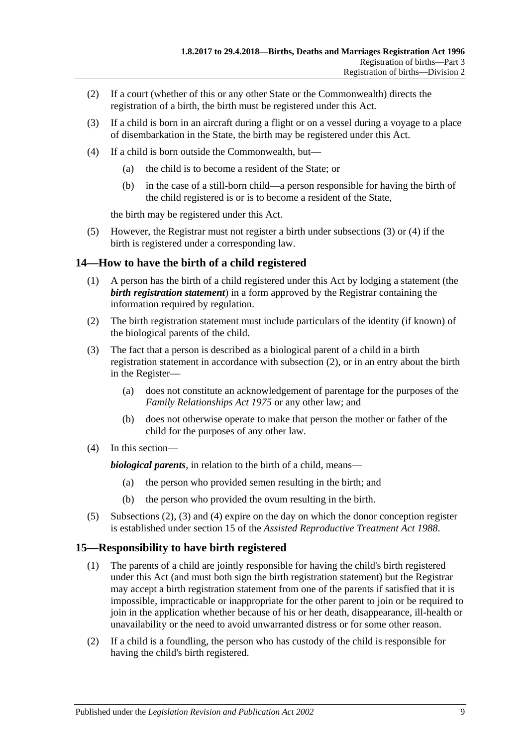(2) If a court (whether of this or any other State or the Commonwealth) directs the registration of a birth, the birth must be registered under this Act.

(3) If a child is born in an aircraft during a flight or on a vessel during a voyage to a place of disembarkation in the State, the birth may be registered under this Act.

(4) If a child is born outside the Commonwealth, but—

(a) the child is to become a resident of the State; or

(b) in the case of a still-born child—a person responsible for having the birth of the child registered is or is to become a resident of the State,

the birth may be registered under this Act.

(5) However, the Registrar must not register a birth under subsections (3) or (4) if the birth is registered under a corresponding law.

## 14—How to have the birth of a child registered

(1) A person has the birth of a child registered under this Act by lodging a statement (the ***birth registration statement***) in a form approved by the Registrar containing the information required by regulation.

(2) The birth registration statement must include particulars of the identity (if known) of the biological parents of the child.

(3) The fact that a person is described as a biological parent of a child in a birth registration statement in accordance with subsection (2), or in an entry about the birth in the Register—

(a) does not constitute an acknowledgement of parentage for the purposes of the *Family Relationships Act 1975* or any other law; and

(b) does not otherwise operate to make that person the mother or father of the child for the purposes of any other law.

(4) In this section—

***biological parents***, in relation to the birth of a child, means—

(a) the person who provided semen resulting in the birth; and

(b) the person who provided the ovum resulting in the birth.

(5) Subsections (2), (3) and (4) expire on the day on which the donor conception register is established under section 15 of the *Assisted Reproductive Treatment Act 1988*.

## 15—Responsibility to have birth registered

(1) The parents of a child are jointly responsible for having the child's birth registered under this Act (and must both sign the birth registration statement) but the Registrar may accept a birth registration statement from one of the parents if satisfied that it is impossible, impracticable or inappropriate for the other parent to join or be required to join in the application whether because of his or her death, disappearance, ill-health or unavailability or the need to avoid unwarranted distress or for some other reason.

(2) If a child is a foundling, the person who has custody of the child is responsible for having the child's birth registered.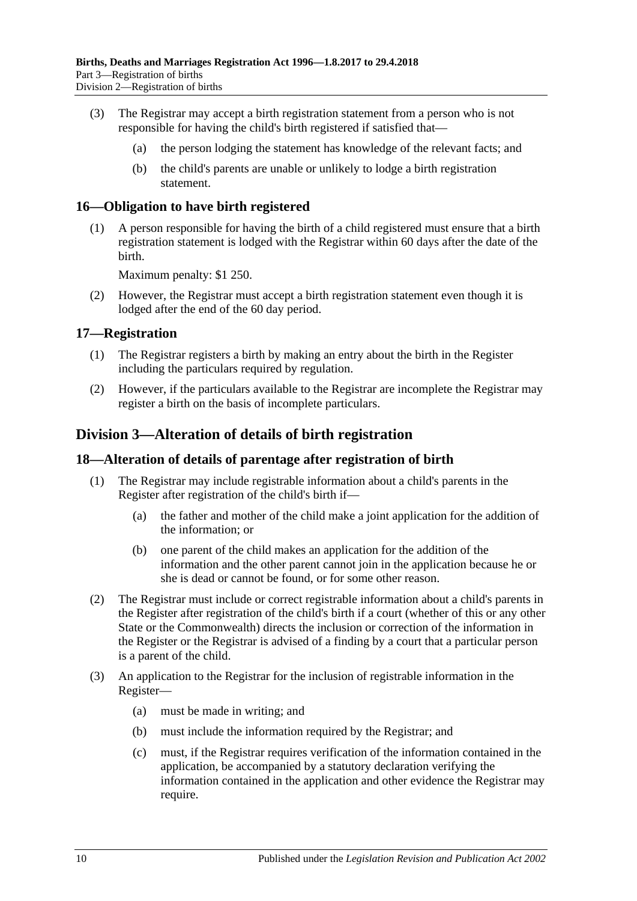(3) The Registrar may accept a birth registration statement from a person who is not responsible for having the child's birth registered if satisfied that—

(a) the person lodging the statement has knowledge of the relevant facts; and

(b) the child's parents are unable or unlikely to lodge a birth registration statement.

## 16—Obligation to have birth registered

(1) A person responsible for having the birth of a child registered must ensure that a birth registration statement is lodged with the Registrar within 60 days after the date of the birth.

Maximum penalty: $1 250.

(2) However, the Registrar must accept a birth registration statement even though it is lodged after the end of the 60 day period.

## 17—Registration

(1) The Registrar registers a birth by making an entry about the birth in the Register including the particulars required by regulation.

(2) However, if the particulars available to the Registrar are incomplete the Registrar may register a birth on the basis of incomplete particulars.

# Division 3—Alteration of details of birth registration

## 18—Alteration of details of parentage after registration of birth

(1) The Registrar may include registrable information about a child's parents in the Register after registration of the child's birth if—

(a) the father and mother of the child make a joint application for the addition of the information; or

(b) one parent of the child makes an application for the addition of the information and the other parent cannot join in the application because he or she is dead or cannot be found, or for some other reason.

(2) The Registrar must include or correct registrable information about a child's parents in the Register after registration of the child's birth if a court (whether of this or any other State or the Commonwealth) directs the inclusion or correction of the information in the Register or the Registrar is advised of a finding by a court that a particular person is a parent of the child.

(3) An application to the Registrar for the inclusion of registrable information in the Register—

(a) must be made in writing; and

(b) must include the information required by the Registrar; and

(c) must, if the Registrar requires verification of the information contained in the application, be accompanied by a statutory declaration verifying the information contained in the application and other evidence the Registrar may require.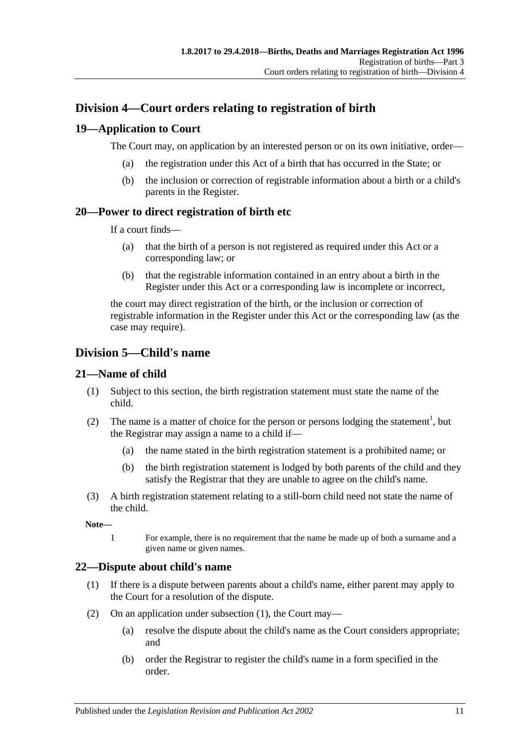## Division 4—Court orders relating to registration of birth

### 19—Application to Court

The Court may, on application by an interested person or on its own initiative, order—

(a) the registration under this Act of a birth that has occurred in the State; or

(b) the inclusion or correction of registrable information about a birth or a child's parents in the Register.

### 20—Power to direct registration of birth etc

If a court finds—

(a) that the birth of a person is not registered as required under this Act or a corresponding law; or

(b) that the registrable information contained in an entry about a birth in the Register under this Act or a corresponding law is incomplete or incorrect,

the court may direct registration of the birth, or the inclusion or correction of registrable information in the Register under this Act or the corresponding law (as the case may require).

## Division 5—Child's name

### 21—Name of child

(1) Subject to this section, the birth registration statement must state the name of the child.

(2) The name is a matter of choice for the person or persons lodging the statement[1], but the Registrar may assign a name to a child if—

(a) the name stated in the birth registration statement is a prohibited name; or

(b) the birth registration statement is lodged by both parents of the child and they satisfy the Registrar that they are unable to agree on the child's name.

(3) A birth registration statement relating to a still-born child need not state the name of the child.

**Note—**

1 For example, there is no requirement that the name be made up of both a surname and a given name or given names.

### 22—Dispute about child's name

(1) If there is a dispute between parents about a child's name, either parent may apply to the Court for a resolution of the dispute.

(2) On an application under subsection (1), the Court may—

(a) resolve the dispute about the child's name as the Court considers appropriate; and

(b) order the Registrar to register the child's name in a form specified in the order.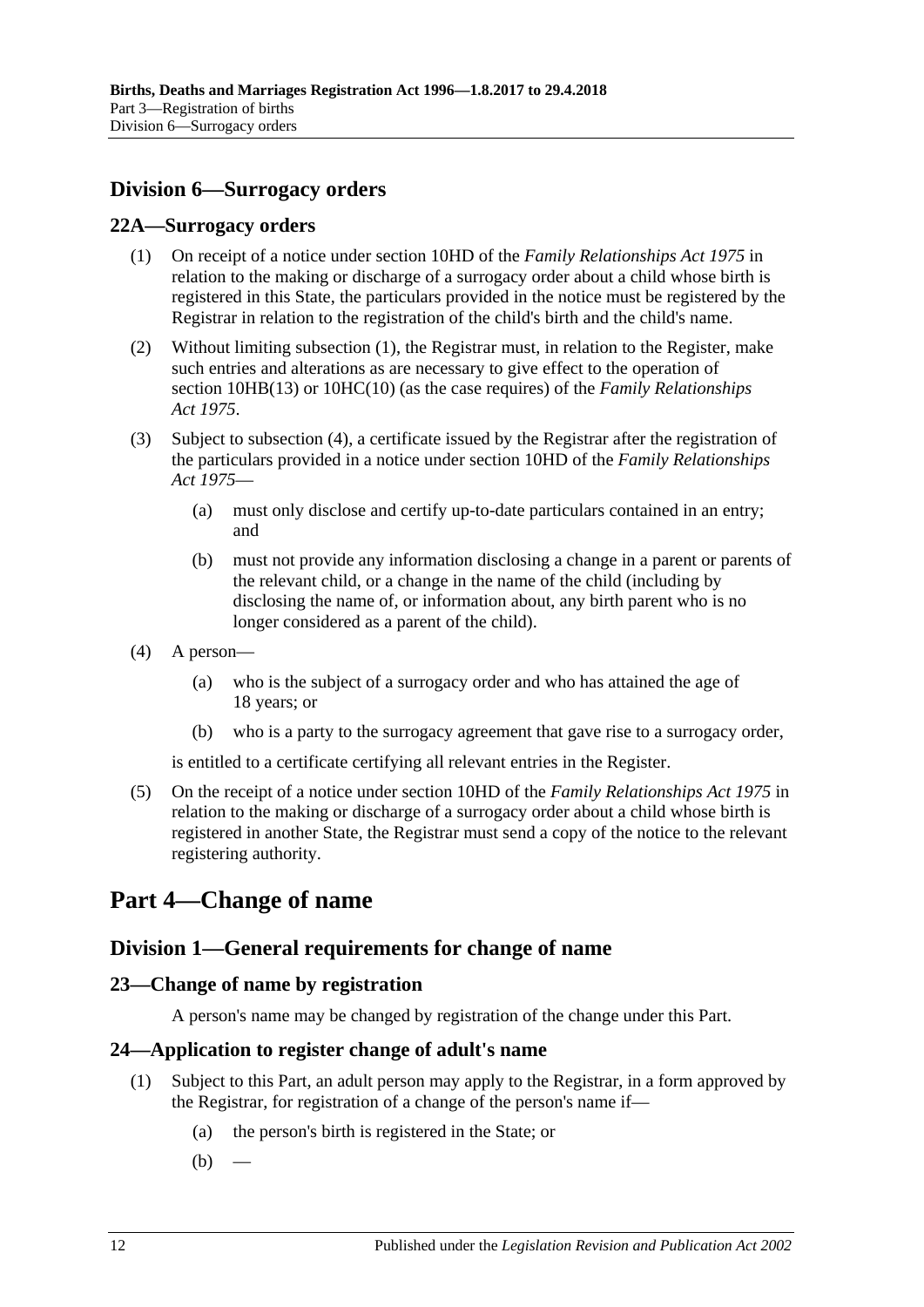## Division 6—Surrogacy orders

### 22A—Surrogacy orders

(1) On receipt of a notice under section 10HD of the *Family Relationships Act 1975* in relation to the making or discharge of a surrogacy order about a child whose birth is registered in this State, the particulars provided in the notice must be registered by the Registrar in relation to the registration of the child's birth and the child's name.

(2) Without limiting subsection (1), the Registrar must, in relation to the Register, make such entries and alterations as are necessary to give effect to the operation of section 10HB(13) or 10HC(10) (as the case requires) of the *Family Relationships Act 1975*.

(3) Subject to subsection (4), a certificate issued by the Registrar after the registration of the particulars provided in a notice under section 10HD of the *Family Relationships Act 1975*—

- (a) must only disclose and certify up-to-date particulars contained in an entry; and
- (b) must not provide any information disclosing a change in a parent or parents of the relevant child, or a change in the name of the child (including by disclosing the name of, or information about, any birth parent who is no longer considered as a parent of the child).

(4) A person—

- (a) who is the subject of a surrogacy order and who has attained the age of 18 years; or
- (b) who is a party to the surrogacy agreement that gave rise to a surrogacy order,

is entitled to a certificate certifying all relevant entries in the Register.

(5) On the receipt of a notice under section 10HD of the *Family Relationships Act 1975* in relation to the making or discharge of a surrogacy order about a child whose birth is registered in another State, the Registrar must send a copy of the notice to the relevant registering authority.

# Part 4—Change of name

## Division 1—General requirements for change of name

### 23—Change of name by registration

A person's name may be changed by registration of the change under this Part.

### 24—Application to register change of adult's name

(1) Subject to this Part, an adult person may apply to the Registrar, in a form approved by the Registrar, for registration of a change of the person's name if—

- (a) the person's birth is registered in the State; or
- (b) —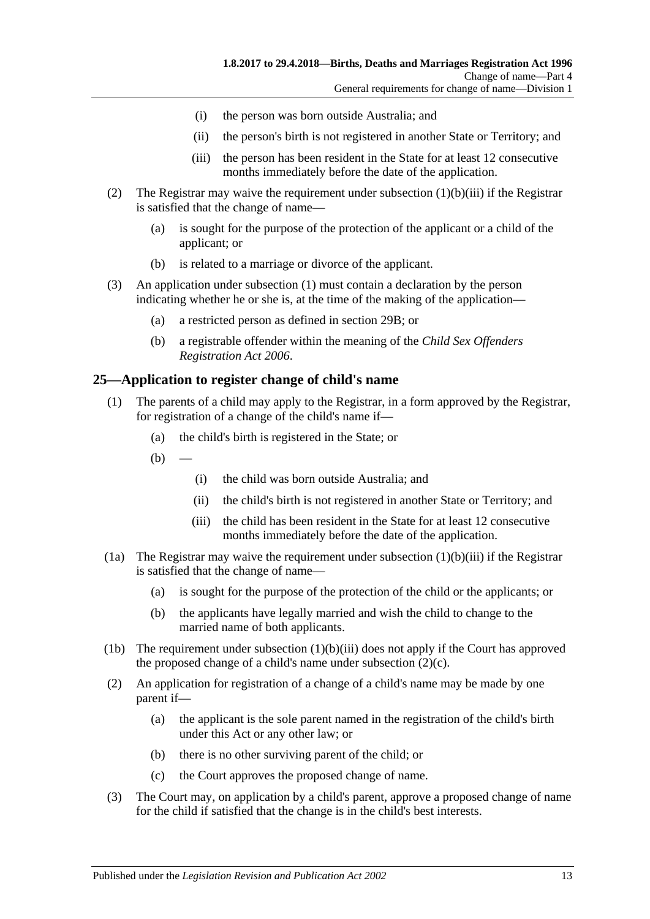(i) the person was born outside Australia; and

(ii) the person's birth is not registered in another State or Territory; and

(iii) the person has been resident in the State for at least 12 consecutive months immediately before the date of the application.

(2) The Registrar may waive the requirement under subsection (1)(b)(iii) if the Registrar is satisfied that the change of name—

(a) is sought for the purpose of the protection of the applicant or a child of the applicant; or

(b) is related to a marriage or divorce of the applicant.

(3) An application under subsection (1) must contain a declaration by the person indicating whether he or she is, at the time of the making of the application—

(a) a restricted person as defined in section 29B; or

(b) a registrable offender within the meaning of the *Child Sex Offenders Registration Act 2006*.

## 25—Application to register change of child's name

(1) The parents of a child may apply to the Registrar, in a form approved by the Registrar, for registration of a change of the child's name if—

(a) the child's birth is registered in the State; or

(b) —

(i) the child was born outside Australia; and

(ii) the child's birth is not registered in another State or Territory; and

(iii) the child has been resident in the State for at least 12 consecutive months immediately before the date of the application.

(1a) The Registrar may waive the requirement under subsection (1)(b)(iii) if the Registrar is satisfied that the change of name—

(a) is sought for the purpose of the protection of the child or the applicants; or

(b) the applicants have legally married and wish the child to change to the married name of both applicants.

(1b) The requirement under subsection (1)(b)(iii) does not apply if the Court has approved the proposed change of a child's name under subsection (2)(c).

(2) An application for registration of a change of a child's name may be made by one parent if—

(a) the applicant is the sole parent named in the registration of the child's birth under this Act or any other law; or

(b) there is no other surviving parent of the child; or

(c) the Court approves the proposed change of name.

(3) The Court may, on application by a child's parent, approve a proposed change of name for the child if satisfied that the change is in the child's best interests.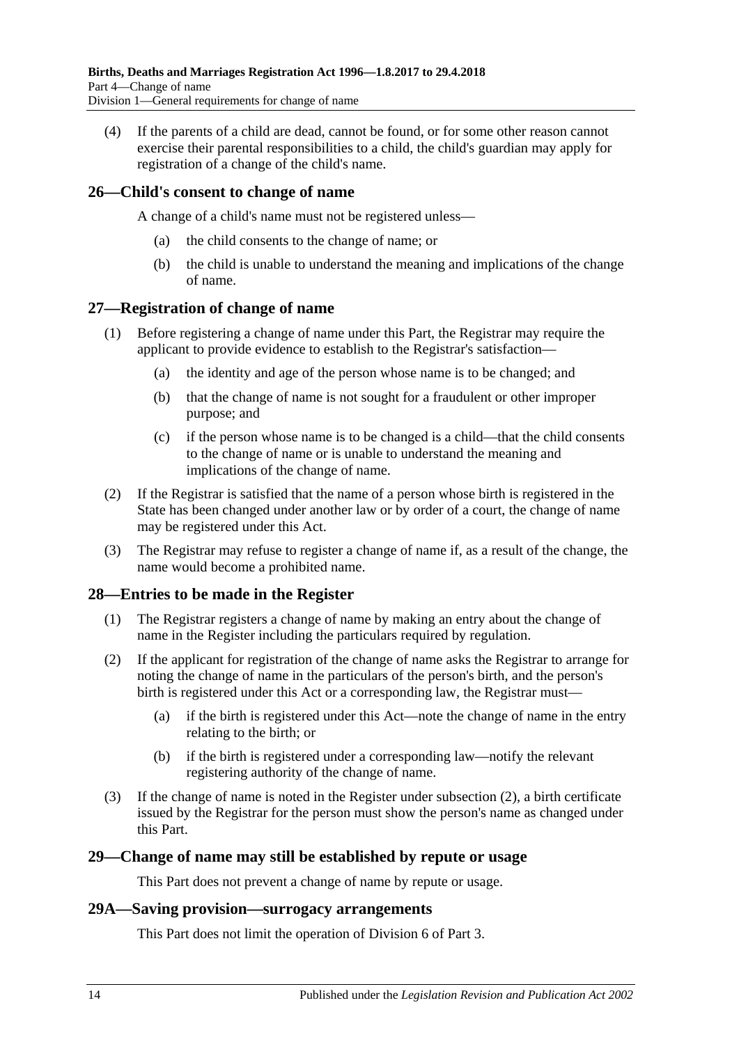(4) If the parents of a child are dead, cannot be found, or for some other reason cannot exercise their parental responsibilities to a child, the child's guardian may apply for registration of a change of the child's name.

## 26—Child's consent to change of name

A change of a child's name must not be registered unless—

(a) the child consents to the change of name; or

(b) the child is unable to understand the meaning and implications of the change of name.

## 27—Registration of change of name

(1) Before registering a change of name under this Part, the Registrar may require the applicant to provide evidence to establish to the Registrar's satisfaction—

(a) the identity and age of the person whose name is to be changed; and

(b) that the change of name is not sought for a fraudulent or other improper purpose; and

(c) if the person whose name is to be changed is a child—that the child consents to the change of name or is unable to understand the meaning and implications of the change of name.

(2) If the Registrar is satisfied that the name of a person whose birth is registered in the State has been changed under another law or by order of a court, the change of name may be registered under this Act.

(3) The Registrar may refuse to register a change of name if, as a result of the change, the name would become a prohibited name.

## 28—Entries to be made in the Register

(1) The Registrar registers a change of name by making an entry about the change of name in the Register including the particulars required by regulation.

(2) If the applicant for registration of the change of name asks the Registrar to arrange for noting the change of name in the particulars of the person's birth, and the person's birth is registered under this Act or a corresponding law, the Registrar must—

(a) if the birth is registered under this Act—note the change of name in the entry relating to the birth; or

(b) if the birth is registered under a corresponding law—notify the relevant registering authority of the change of name.

(3) If the change of name is noted in the Register under subsection (2), a birth certificate issued by the Registrar for the person must show the person's name as changed under this Part.

## 29—Change of name may still be established by repute or usage

This Part does not prevent a change of name by repute or usage.

## 29A—Saving provision—surrogacy arrangements

This Part does not limit the operation of Division 6 of Part 3.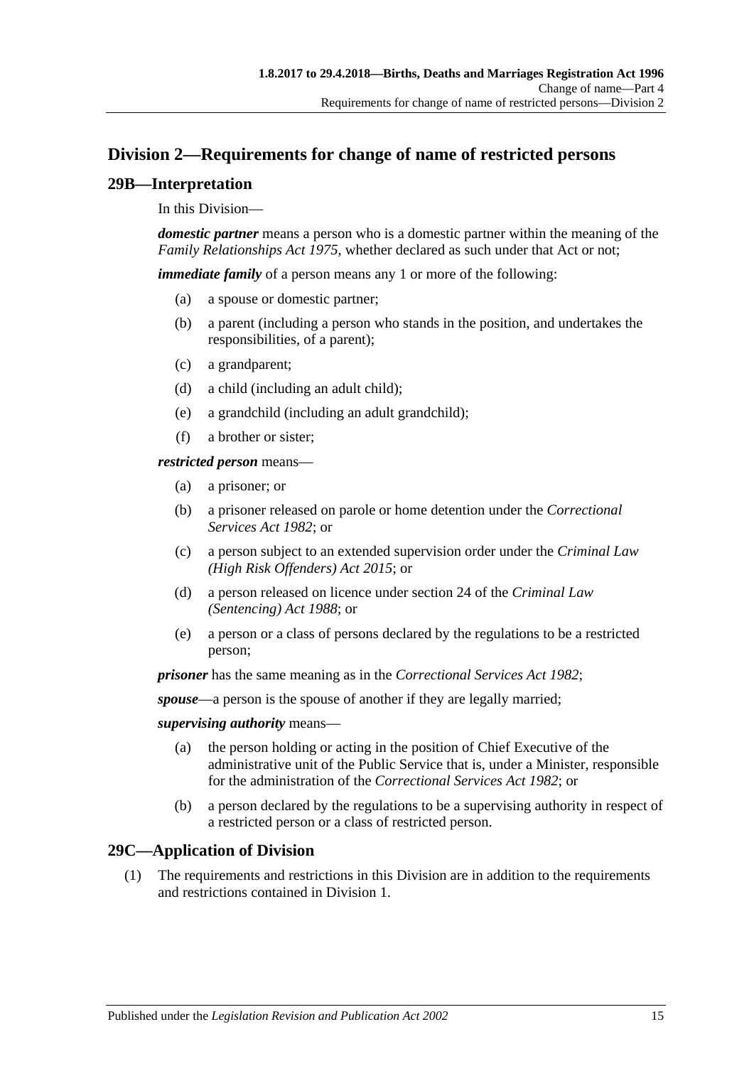## Division 2—Requirements for change of name of restricted persons

### 29B—Interpretation

In this Division—

***domestic partner*** means a person who is a domestic partner within the meaning of the *Family Relationships Act 1975*, whether declared as such under that Act or not;

***immediate family*** of a person means any 1 or more of the following:

(a) a spouse or domestic partner;

(b) a parent (including a person who stands in the position, and undertakes the responsibilities, of a parent);

(c) a grandparent;

(d) a child (including an adult child);

(e) a grandchild (including an adult grandchild);

(f) a brother or sister;

***restricted person*** means—

(a) a prisoner; or

(b) a prisoner released on parole or home detention under the *Correctional Services Act 1982*; or

(c) a person subject to an extended supervision order under the *Criminal Law (High Risk Offenders) Act 2015*; or

(d) a person released on licence under section 24 of the *Criminal Law (Sentencing) Act 1988*; or

(e) a person or a class of persons declared by the regulations to be a restricted person;

***prisoner*** has the same meaning as in the *Correctional Services Act 1982*;

***spouse***—a person is the spouse of another if they are legally married;

***supervising authority*** means—

(a) the person holding or acting in the position of Chief Executive of the administrative unit of the Public Service that is, under a Minister, responsible for the administration of the *Correctional Services Act 1982*; or

(b) a person declared by the regulations to be a supervising authority in respect of a restricted person or a class of restricted person.

### 29C—Application of Division

(1) The requirements and restrictions in this Division are in addition to the requirements and restrictions contained in Division 1.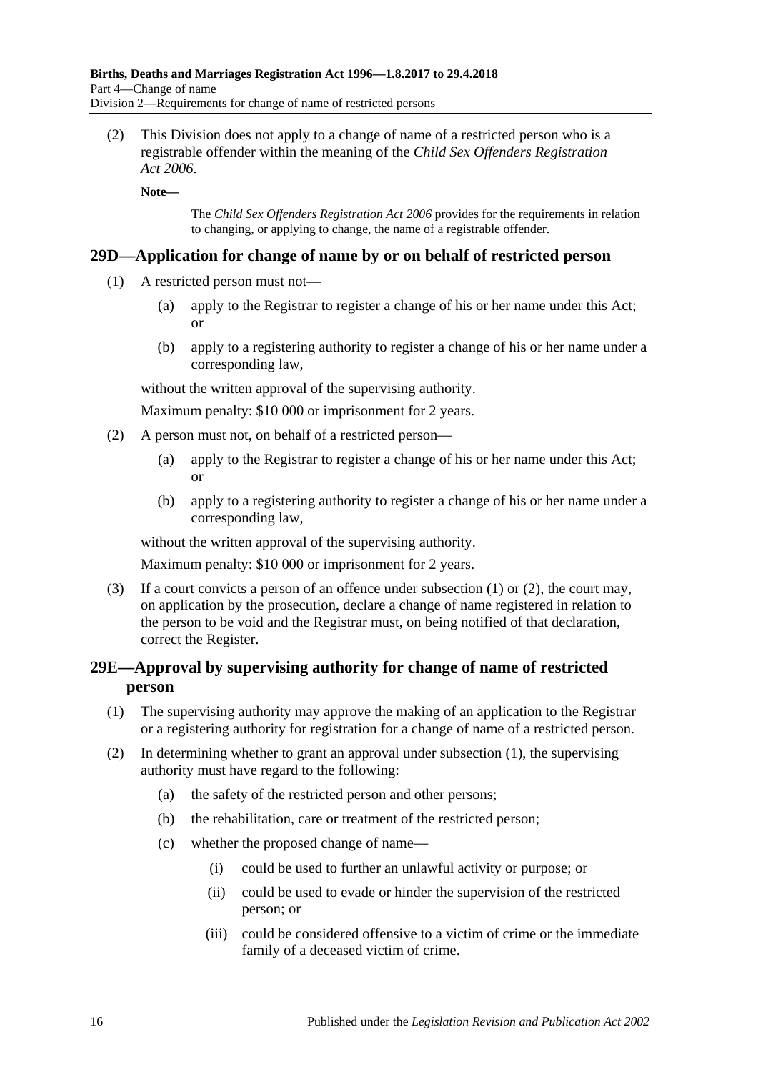(2) This Division does not apply to a change of name of a restricted person who is a registrable offender within the meaning of the *Child Sex Offenders Registration Act 2006*.

**Note—**

The *Child Sex Offenders Registration Act 2006* provides for the requirements in relation to changing, or applying to change, the name of a registrable offender.

## 29D—Application for change of name by or on behalf of restricted person

(1) A restricted person must not—

- (a) apply to the Registrar to register a change of his or her name under this Act; or
- (b) apply to a registering authority to register a change of his or her name under a corresponding law,

without the written approval of the supervising authority.

Maximum penalty: $10 000 or imprisonment for 2 years.

(2) A person must not, on behalf of a restricted person—

- (a) apply to the Registrar to register a change of his or her name under this Act; or
- (b) apply to a registering authority to register a change of his or her name under a corresponding law,

without the written approval of the supervising authority.

Maximum penalty: $10 000 or imprisonment for 2 years.

(3) If a court convicts a person of an offence under subsection (1) or (2), the court may, on application by the prosecution, declare a change of name registered in relation to the person to be void and the Registrar must, on being notified of that declaration, correct the Register.

## 29E—Approval by supervising authority for change of name of restricted person

(1) The supervising authority may approve the making of an application to the Registrar or a registering authority for registration for a change of name of a restricted person.

(2) In determining whether to grant an approval under subsection (1), the supervising authority must have regard to the following:

- (a) the safety of the restricted person and other persons;
- (b) the rehabilitation, care or treatment of the restricted person;
- (c) whether the proposed change of name—
  - (i) could be used to further an unlawful activity or purpose; or
  - (ii) could be used to evade or hinder the supervision of the restricted person; or
  - (iii) could be considered offensive to a victim of crime or the immediate family of a deceased victim of crime.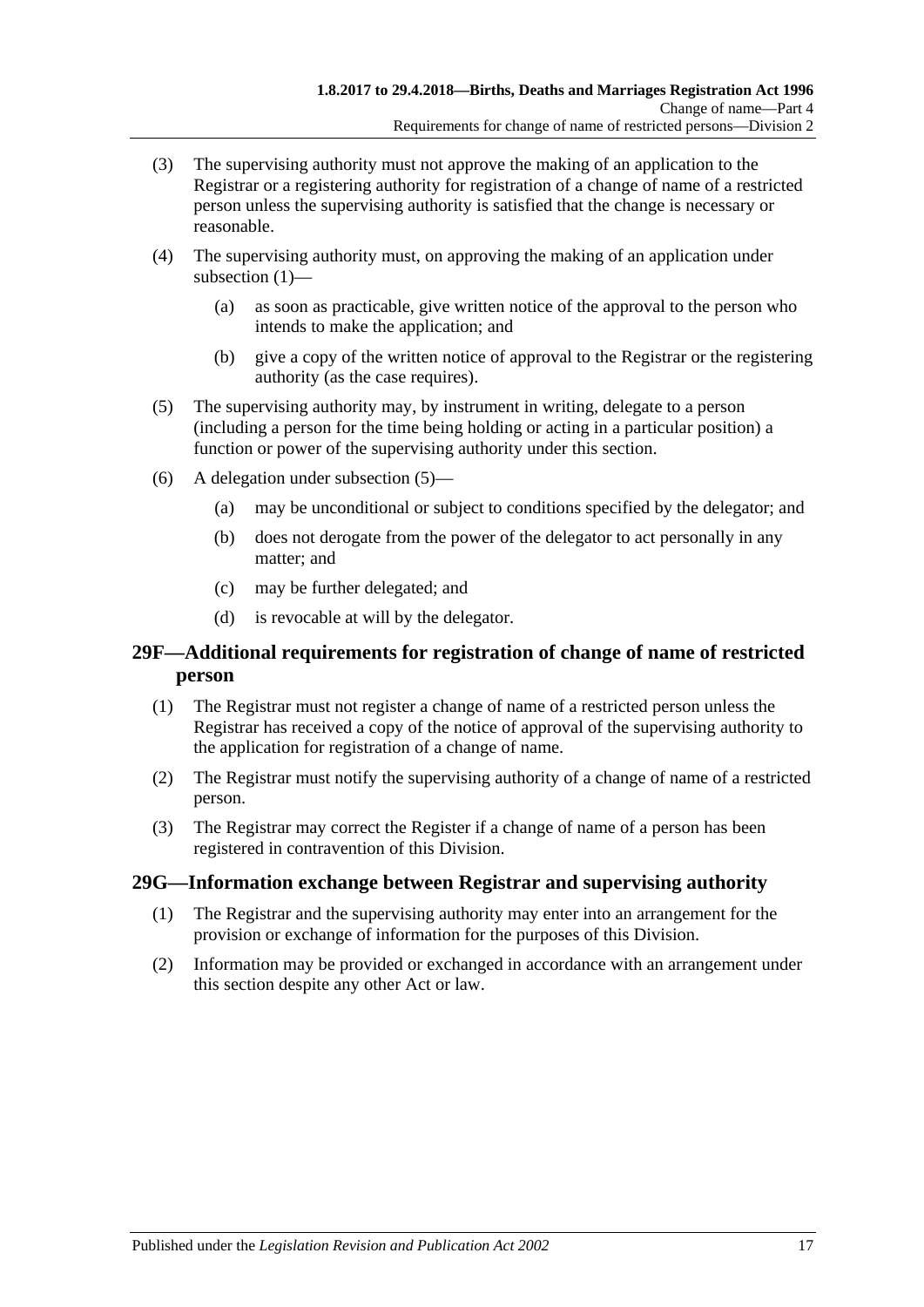(3) The supervising authority must not approve the making of an application to the Registrar or a registering authority for registration of a change of name of a restricted person unless the supervising authority is satisfied that the change is necessary or reasonable.

(4) The supervising authority must, on approving the making of an application under subsection (1)—

- (a) as soon as practicable, give written notice of the approval to the person who intends to make the application; and
- (b) give a copy of the written notice of approval to the Registrar or the registering authority (as the case requires).

(5) The supervising authority may, by instrument in writing, delegate to a person (including a person for the time being holding or acting in a particular position) a function or power of the supervising authority under this section.

(6) A delegation under subsection (5)—

- (a) may be unconditional or subject to conditions specified by the delegator; and
- (b) does not derogate from the power of the delegator to act personally in any matter; and
- (c) may be further delegated; and
- (d) is revocable at will by the delegator.

## 29F—Additional requirements for registration of change of name of restricted person

(1) The Registrar must not register a change of name of a restricted person unless the Registrar has received a copy of the notice of approval of the supervising authority to the application for registration of a change of name.

(2) The Registrar must notify the supervising authority of a change of name of a restricted person.

(3) The Registrar may correct the Register if a change of name of a person has been registered in contravention of this Division.

## 29G—Information exchange between Registrar and supervising authority

(1) The Registrar and the supervising authority may enter into an arrangement for the provision or exchange of information for the purposes of this Division.

(2) Information may be provided or exchanged in accordance with an arrangement under this section despite any other Act or law.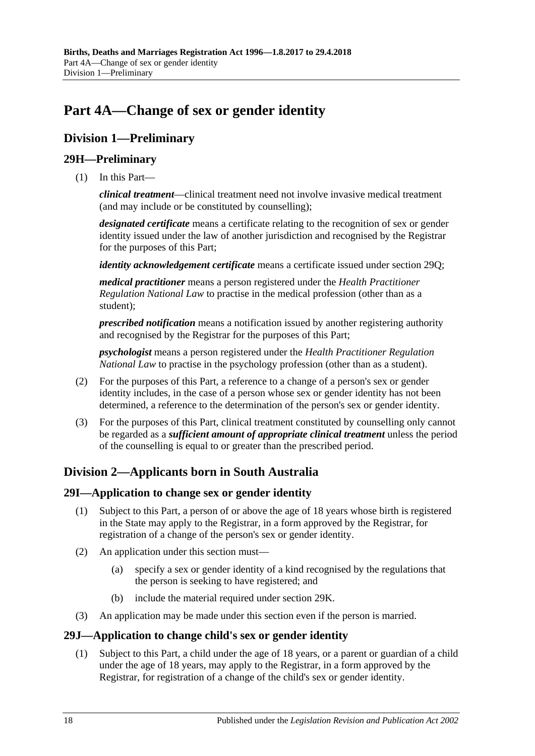# Part 4A—Change of sex or gender identity

## Division 1—Preliminary

### 29H—Preliminary

(1) In this Part—

***clinical treatment***—clinical treatment need not involve invasive medical treatment (and may include or be constituted by counselling);

***designated certificate*** means a certificate relating to the recognition of sex or gender identity issued under the law of another jurisdiction and recognised by the Registrar for the purposes of this Part;

***identity acknowledgement certificate*** means a certificate issued under section 29Q;

***medical practitioner*** means a person registered under the *Health Practitioner Regulation National Law* to practise in the medical profession (other than as a student);

***prescribed notification*** means a notification issued by another registering authority and recognised by the Registrar for the purposes of this Part;

***psychologist*** means a person registered under the *Health Practitioner Regulation National Law* to practise in the psychology profession (other than as a student).

(2) For the purposes of this Part, a reference to a change of a person's sex or gender identity includes, in the case of a person whose sex or gender identity has not been determined, a reference to the determination of the person's sex or gender identity.

(3) For the purposes of this Part, clinical treatment constituted by counselling only cannot be regarded as a ***sufficient amount of appropriate clinical treatment*** unless the period of the counselling is equal to or greater than the prescribed period.

## Division 2—Applicants born in South Australia

### 29I—Application to change sex or gender identity

(1) Subject to this Part, a person of or above the age of 18 years whose birth is registered in the State may apply to the Registrar, in a form approved by the Registrar, for registration of a change of the person's sex or gender identity.

(2) An application under this section must—

(a) specify a sex or gender identity of a kind recognised by the regulations that the person is seeking to have registered; and

(b) include the material required under section 29K.

(3) An application may be made under this section even if the person is married.

### 29J—Application to change child's sex or gender identity

(1) Subject to this Part, a child under the age of 18 years, or a parent or guardian of a child under the age of 18 years, may apply to the Registrar, in a form approved by the Registrar, for registration of a change of the child's sex or gender identity.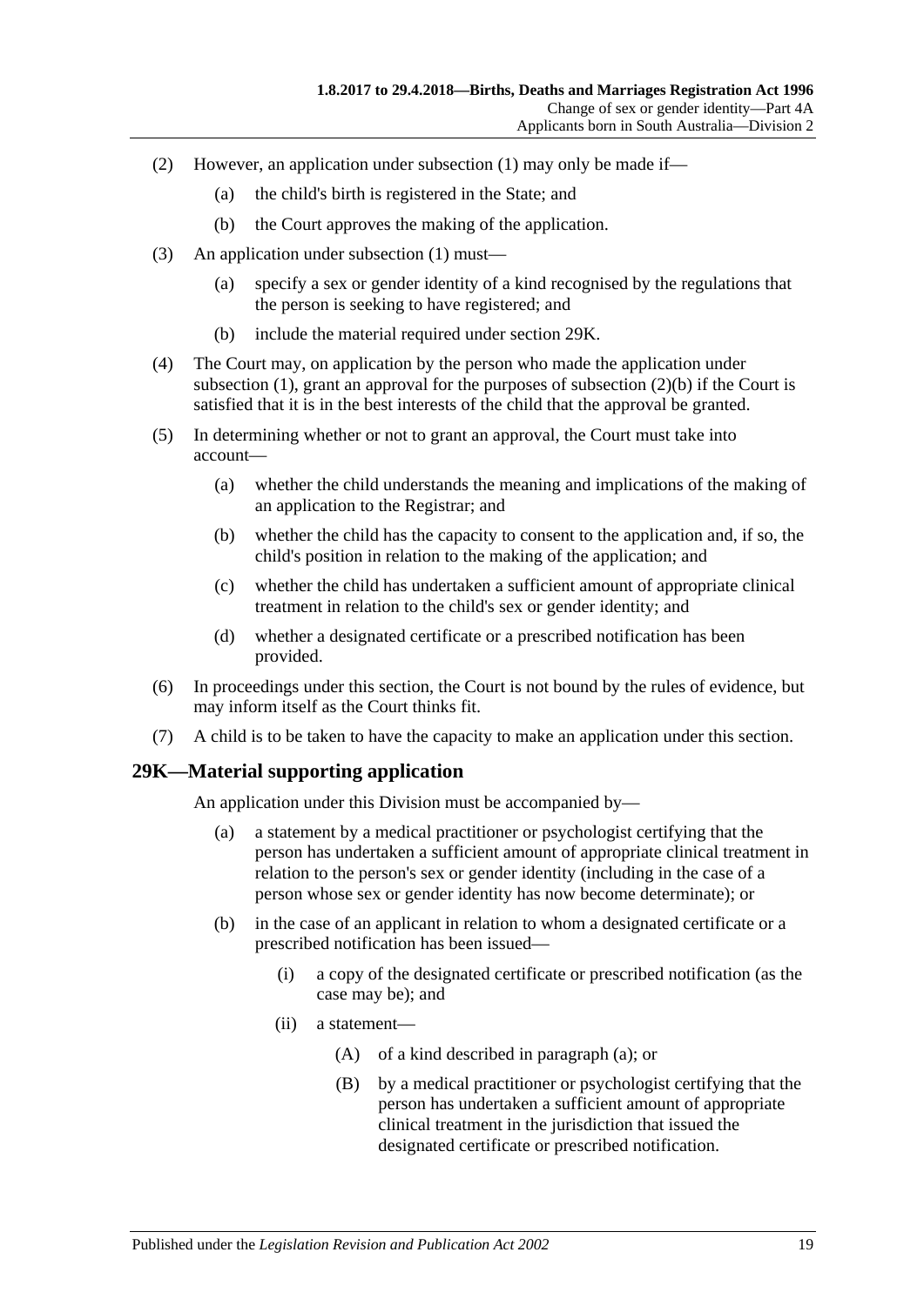(2) However, an application under subsection (1) may only be made if—

(a) the child's birth is registered in the State; and

(b) the Court approves the making of the application.

(3) An application under subsection (1) must—

(a) specify a sex or gender identity of a kind recognised by the regulations that the person is seeking to have registered; and

(b) include the material required under section 29K.

(4) The Court may, on application by the person who made the application under subsection (1), grant an approval for the purposes of subsection (2)(b) if the Court is satisfied that it is in the best interests of the child that the approval be granted.

(5) In determining whether or not to grant an approval, the Court must take into account—

(a) whether the child understands the meaning and implications of the making of an application to the Registrar; and

(b) whether the child has the capacity to consent to the application and, if so, the child's position in relation to the making of the application; and

(c) whether the child has undertaken a sufficient amount of appropriate clinical treatment in relation to the child's sex or gender identity; and

(d) whether a designated certificate or a prescribed notification has been provided.

(6) In proceedings under this section, the Court is not bound by the rules of evidence, but may inform itself as the Court thinks fit.

(7) A child is to be taken to have the capacity to make an application under this section.

## 29K—Material supporting application

An application under this Division must be accompanied by—

(a) a statement by a medical practitioner or psychologist certifying that the person has undertaken a sufficient amount of appropriate clinical treatment in relation to the person's sex or gender identity (including in the case of a person whose sex or gender identity has now become determinate); or

(b) in the case of an applicant in relation to whom a designated certificate or a prescribed notification has been issued—

(i) a copy of the designated certificate or prescribed notification (as the case may be); and

(ii) a statement—

(A) of a kind described in paragraph (a); or

(B) by a medical practitioner or psychologist certifying that the person has undertaken a sufficient amount of appropriate clinical treatment in the jurisdiction that issued the designated certificate or prescribed notification.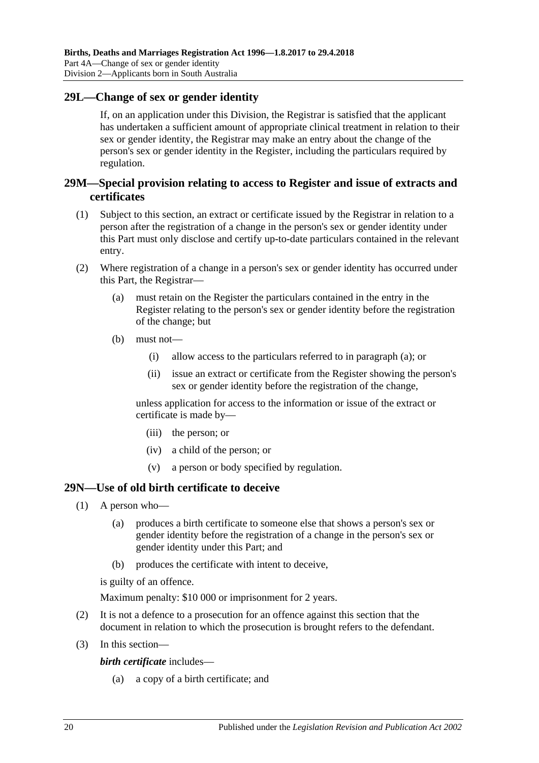## 29L—Change of sex or gender identity

If, on an application under this Division, the Registrar is satisfied that the applicant has undertaken a sufficient amount of appropriate clinical treatment in relation to their sex or gender identity, the Registrar may make an entry about the change of the person's sex or gender identity in the Register, including the particulars required by regulation.

## 29M—Special provision relating to access to Register and issue of extracts and certificates

(1) Subject to this section, an extract or certificate issued by the Registrar in relation to a person after the registration of a change in the person's sex or gender identity under this Part must only disclose and certify up-to-date particulars contained in the relevant entry.

(2) Where registration of a change in a person's sex or gender identity has occurred under this Part, the Registrar—

(a) must retain on the Register the particulars contained in the entry in the Register relating to the person's sex or gender identity before the registration of the change; but

(b) must not—

(i) allow access to the particulars referred to in paragraph (a); or

(ii) issue an extract or certificate from the Register showing the person's sex or gender identity before the registration of the change,

unless application for access to the information or issue of the extract or certificate is made by—

(iii) the person; or

(iv) a child of the person; or

(v) a person or body specified by regulation.

## 29N—Use of old birth certificate to deceive

(1) A person who—

(a) produces a birth certificate to someone else that shows a person's sex or gender identity before the registration of a change in the person's sex or gender identity under this Part; and

(b) produces the certificate with intent to deceive,

is guilty of an offence.

Maximum penalty: $10 000 or imprisonment for 2 years.

(2) It is not a defence to a prosecution for an offence against this section that the document in relation to which the prosecution is brought refers to the defendant.

(3) In this section—

***birth certificate*** includes—

(a) a copy of a birth certificate; and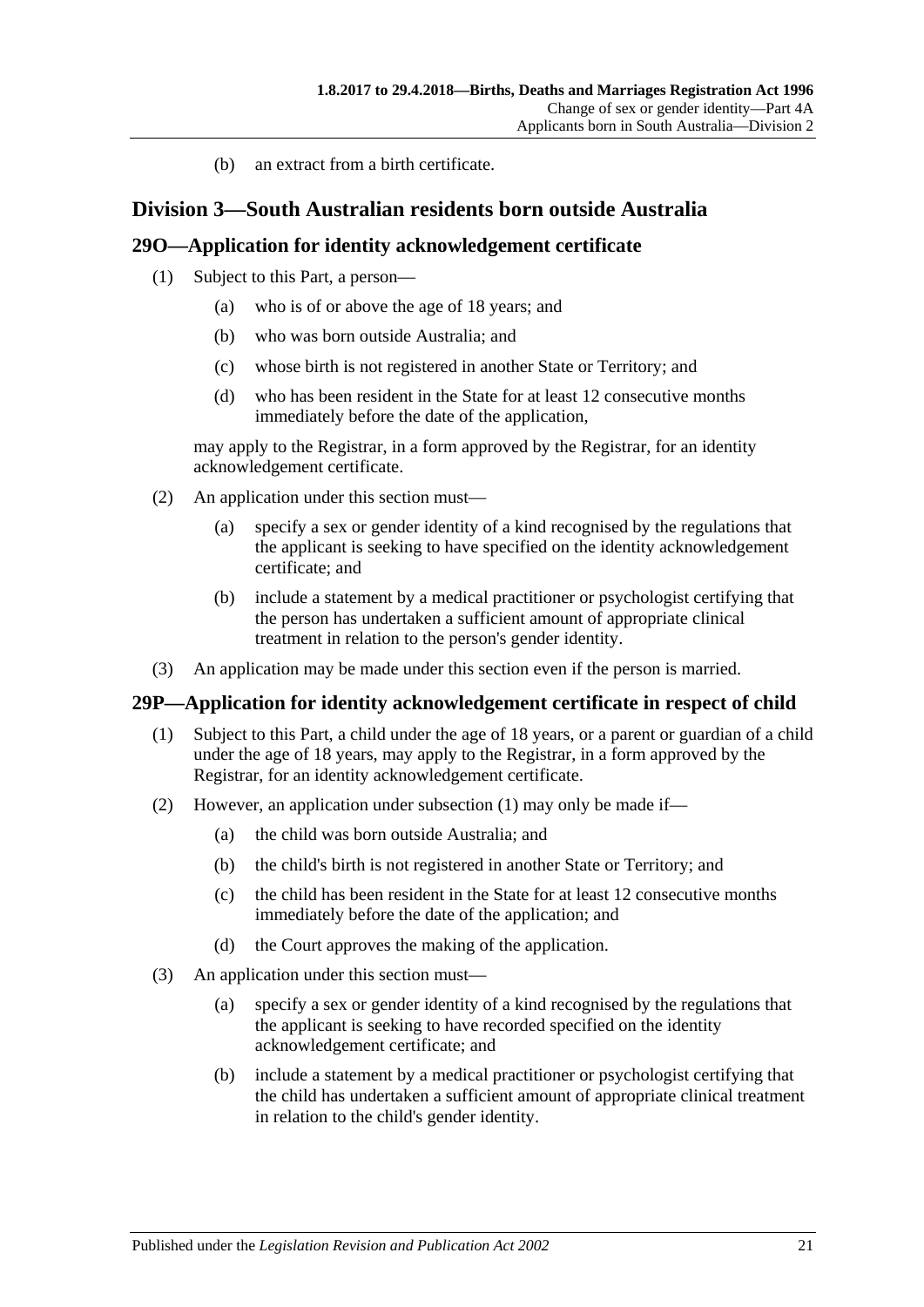(b) an extract from a birth certificate.

## Division 3—South Australian residents born outside Australia

### 29O—Application for identity acknowledgement certificate

(1) Subject to this Part, a person—

(a) who is of or above the age of 18 years; and

(b) who was born outside Australia; and

(c) whose birth is not registered in another State or Territory; and

(d) who has been resident in the State for at least 12 consecutive months immediately before the date of the application,

may apply to the Registrar, in a form approved by the Registrar, for an identity acknowledgement certificate.

(2) An application under this section must—

(a) specify a sex or gender identity of a kind recognised by the regulations that the applicant is seeking to have specified on the identity acknowledgement certificate; and

(b) include a statement by a medical practitioner or psychologist certifying that the person has undertaken a sufficient amount of appropriate clinical treatment in relation to the person's gender identity.

(3) An application may be made under this section even if the person is married.

### 29P—Application for identity acknowledgement certificate in respect of child

(1) Subject to this Part, a child under the age of 18 years, or a parent or guardian of a child under the age of 18 years, may apply to the Registrar, in a form approved by the Registrar, for an identity acknowledgement certificate.

(2) However, an application under subsection (1) may only be made if—

(a) the child was born outside Australia; and

(b) the child's birth is not registered in another State or Territory; and

(c) the child has been resident in the State for at least 12 consecutive months immediately before the date of the application; and

(d) the Court approves the making of the application.

(3) An application under this section must—

(a) specify a sex or gender identity of a kind recognised by the regulations that the applicant is seeking to have recorded specified on the identity acknowledgement certificate; and

(b) include a statement by a medical practitioner or psychologist certifying that the child has undertaken a sufficient amount of appropriate clinical treatment in relation to the child's gender identity.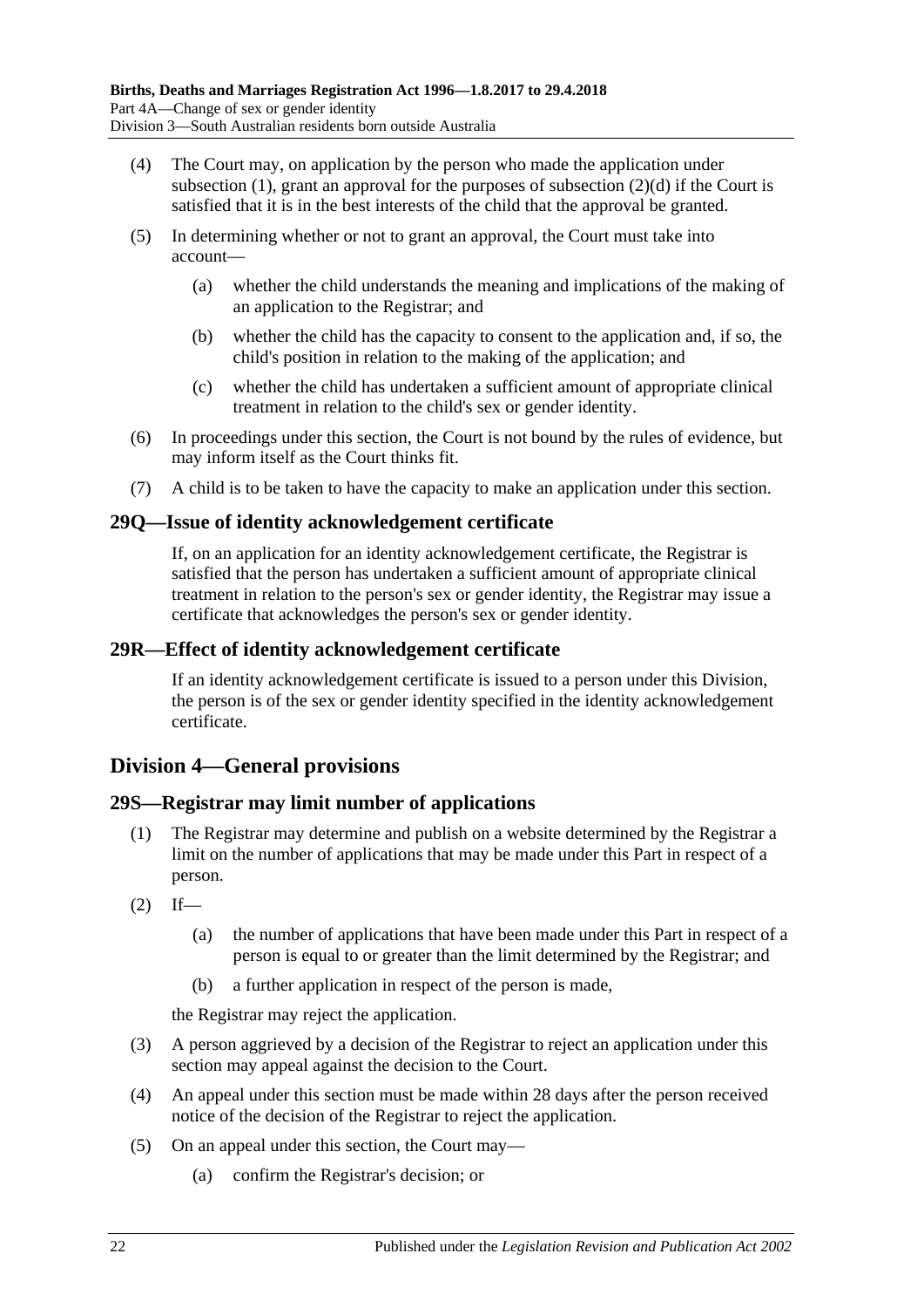(4) The Court may, on application by the person who made the application under subsection (1), grant an approval for the purposes of subsection (2)(d) if the Court is satisfied that it is in the best interests of the child that the approval be granted.

(5) In determining whether or not to grant an approval, the Court must take into account—

- (a) whether the child understands the meaning and implications of the making of an application to the Registrar; and
- (b) whether the child has the capacity to consent to the application and, if so, the child's position in relation to the making of the application; and
- (c) whether the child has undertaken a sufficient amount of appropriate clinical treatment in relation to the child's sex or gender identity.

(6) In proceedings under this section, the Court is not bound by the rules of evidence, but may inform itself as the Court thinks fit.

(7) A child is to be taken to have the capacity to make an application under this section.

### 29Q—Issue of identity acknowledgement certificate

If, on an application for an identity acknowledgement certificate, the Registrar is satisfied that the person has undertaken a sufficient amount of appropriate clinical treatment in relation to the person's sex or gender identity, the Registrar may issue a certificate that acknowledges the person's sex or gender identity.

### 29R—Effect of identity acknowledgement certificate

If an identity acknowledgement certificate is issued to a person under this Division, the person is of the sex or gender identity specified in the identity acknowledgement certificate.

## Division 4—General provisions

### 29S—Registrar may limit number of applications

(1) The Registrar may determine and publish on a website determined by the Registrar a limit on the number of applications that may be made under this Part in respect of a person.

(2) If—

- (a) the number of applications that have been made under this Part in respect of a person is equal to or greater than the limit determined by the Registrar; and
- (b) a further application in respect of the person is made,

the Registrar may reject the application.

(3) A person aggrieved by a decision of the Registrar to reject an application under this section may appeal against the decision to the Court.

(4) An appeal under this section must be made within 28 days after the person received notice of the decision of the Registrar to reject the application.

(5) On an appeal under this section, the Court may—

- (a) confirm the Registrar's decision; or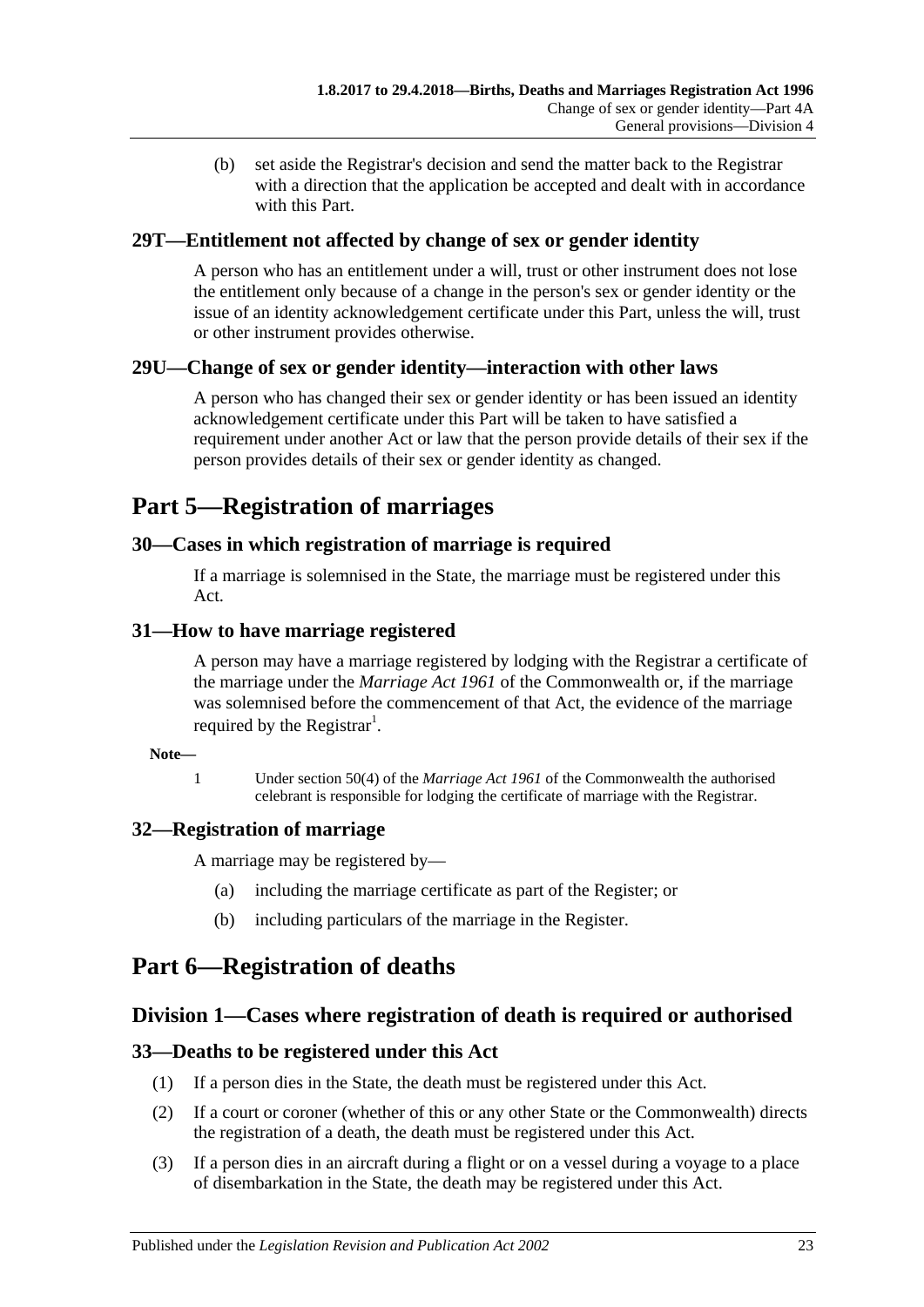(b) set aside the Registrar's decision and send the matter back to the Registrar with a direction that the application be accepted and dealt with in accordance with this Part.

### 29T—Entitlement not affected by change of sex or gender identity

A person who has an entitlement under a will, trust or other instrument does not lose the entitlement only because of a change in the person's sex or gender identity or the issue of an identity acknowledgement certificate under this Part, unless the will, trust or other instrument provides otherwise.

### 29U—Change of sex or gender identity—interaction with other laws

A person who has changed their sex or gender identity or has been issued an identity acknowledgement certificate under this Part will be taken to have satisfied a requirement under another Act or law that the person provide details of their sex if the person provides details of their sex or gender identity as changed.

# Part 5—Registration of marriages

### 30—Cases in which registration of marriage is required

If a marriage is solemnised in the State, the marriage must be registered under this Act.

### 31—How to have marriage registered

A person may have a marriage registered by lodging with the Registrar a certificate of the marriage under the *Marriage Act 1961* of the Commonwealth or, if the marriage was solemnised before the commencement of that Act, the evidence of the marriage required by the Registrar[1].

**Note—**

1 Under section 50(4) of the *Marriage Act 1961* of the Commonwealth the authorised celebrant is responsible for lodging the certificate of marriage with the Registrar.

### 32—Registration of marriage

A marriage may be registered by—

(a) including the marriage certificate as part of the Register; or

(b) including particulars of the marriage in the Register.

# Part 6—Registration of deaths

## Division 1—Cases where registration of death is required or authorised

### 33—Deaths to be registered under this Act

(1) If a person dies in the State, the death must be registered under this Act.

(2) If a court or coroner (whether of this or any other State or the Commonwealth) directs the registration of a death, the death must be registered under this Act.

(3) If a person dies in an aircraft during a flight or on a vessel during a voyage to a place of disembarkation in the State, the death may be registered under this Act.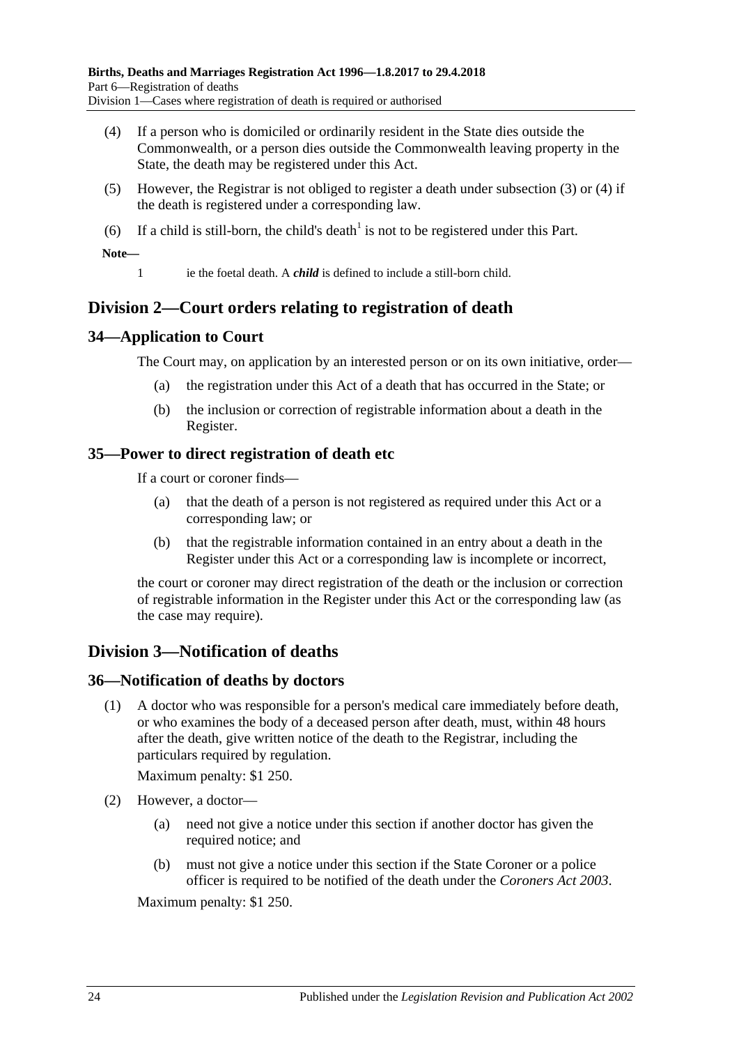(4) If a person who is domiciled or ordinarily resident in the State dies outside the Commonwealth, or a person dies outside the Commonwealth leaving property in the State, the death may be registered under this Act.

(5) However, the Registrar is not obliged to register a death under subsection (3) or (4) if the death is registered under a corresponding law.

(6) If a child is still-born, the child's death[1] is not to be registered under this Part.

**Note—**

1 ie the foetal death. A ***child*** is defined to include a still-born child.

## Division 2—Court orders relating to registration of death

### 34—Application to Court

The Court may, on application by an interested person or on its own initiative, order—

(a) the registration under this Act of a death that has occurred in the State; or

(b) the inclusion or correction of registrable information about a death in the Register.

### 35—Power to direct registration of death etc

If a court or coroner finds—

(a) that the death of a person is not registered as required under this Act or a corresponding law; or

(b) that the registrable information contained in an entry about a death in the Register under this Act or a corresponding law is incomplete or incorrect,

the court or coroner may direct registration of the death or the inclusion or correction of registrable information in the Register under this Act or the corresponding law (as the case may require).

## Division 3—Notification of deaths

### 36—Notification of deaths by doctors

(1) A doctor who was responsible for a person's medical care immediately before death, or who examines the body of a deceased person after death, must, within 48 hours after the death, give written notice of the death to the Registrar, including the particulars required by regulation.

Maximum penalty: $1 250.

(2) However, a doctor—

(a) need not give a notice under this section if another doctor has given the required notice; and

(b) must not give a notice under this section if the State Coroner or a police officer is required to be notified of the death under the *Coroners Act 2003*.

Maximum penalty: $1 250.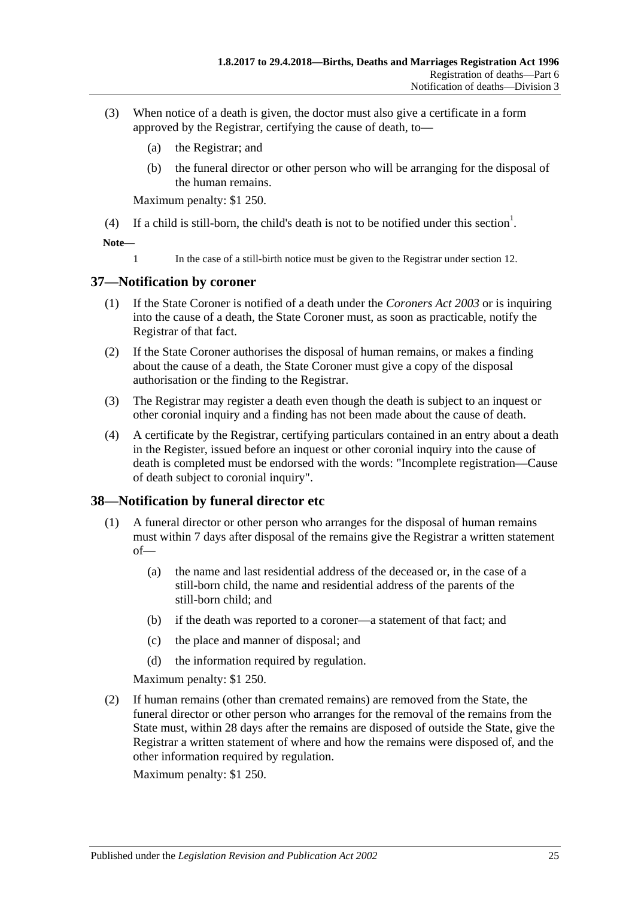(3) When notice of a death is given, the doctor must also give a certificate in a form approved by the Registrar, certifying the cause of death, to—

(a) the Registrar; and

(b) the funeral director or other person who will be arranging for the disposal of the human remains.

Maximum penalty: $1 250.

(4) If a child is still-born, the child's death is not to be notified under this section[1].

**Note—**

1 In the case of a still-birth notice must be given to the Registrar under section 12.

## 37—Notification by coroner

(1) If the State Coroner is notified of a death under the *Coroners Act 2003* or is inquiring into the cause of a death, the State Coroner must, as soon as practicable, notify the Registrar of that fact.

(2) If the State Coroner authorises the disposal of human remains, or makes a finding about the cause of a death, the State Coroner must give a copy of the disposal authorisation or the finding to the Registrar.

(3) The Registrar may register a death even though the death is subject to an inquest or other coronial inquiry and a finding has not been made about the cause of death.

(4) A certificate by the Registrar, certifying particulars contained in an entry about a death in the Register, issued before an inquest or other coronial inquiry into the cause of death is completed must be endorsed with the words: "Incomplete registration—Cause of death subject to coronial inquiry".

## 38—Notification by funeral director etc

(1) A funeral director or other person who arranges for the disposal of human remains must within 7 days after disposal of the remains give the Registrar a written statement of—

(a) the name and last residential address of the deceased or, in the case of a still-born child, the name and residential address of the parents of the still-born child; and

(b) if the death was reported to a coroner—a statement of that fact; and

(c) the place and manner of disposal; and

(d) the information required by regulation.

Maximum penalty: $1 250.

(2) If human remains (other than cremated remains) are removed from the State, the funeral director or other person who arranges for the removal of the remains from the State must, within 28 days after the remains are disposed of outside the State, give the Registrar a written statement of where and how the remains were disposed of, and the other information required by regulation.

Maximum penalty: $1 250.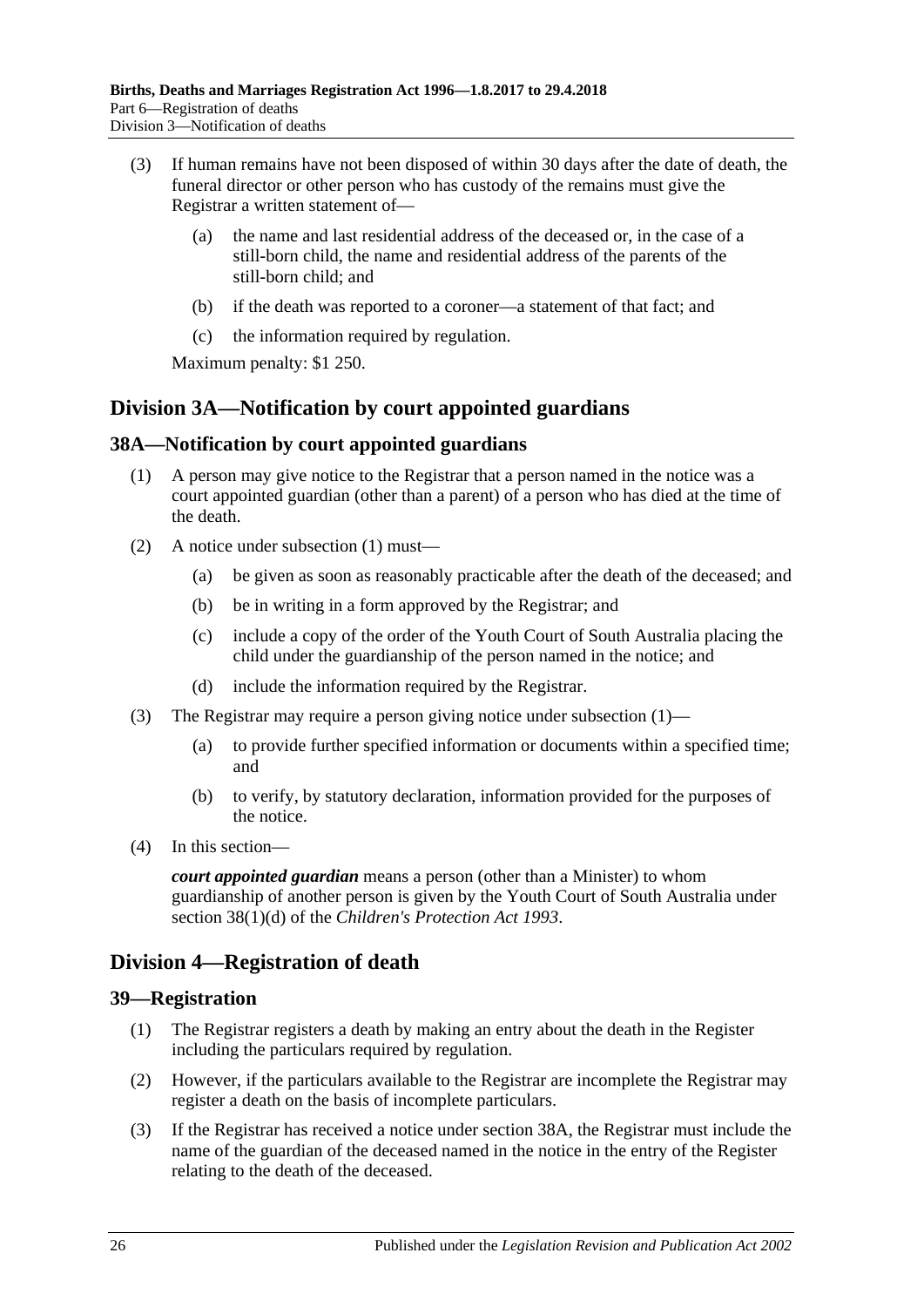(3) If human remains have not been disposed of within 30 days after the date of death, the funeral director or other person who has custody of the remains must give the Registrar a written statement of—

(a) the name and last residential address of the deceased or, in the case of a still-born child, the name and residential address of the parents of the still-born child; and

(b) if the death was reported to a coroner—a statement of that fact; and

(c) the information required by regulation.

Maximum penalty: $1 250.

## Division 3A—Notification by court appointed guardians

### 38A—Notification by court appointed guardians

(1) A person may give notice to the Registrar that a person named in the notice was a court appointed guardian (other than a parent) of a person who has died at the time of the death.

(2) A notice under subsection (1) must—

(a) be given as soon as reasonably practicable after the death of the deceased; and

(b) be in writing in a form approved by the Registrar; and

(c) include a copy of the order of the Youth Court of South Australia placing the child under the guardianship of the person named in the notice; and

(d) include the information required by the Registrar.

(3) The Registrar may require a person giving notice under subsection (1)—

(a) to provide further specified information or documents within a specified time; and

(b) to verify, by statutory declaration, information provided for the purposes of the notice.

(4) In this section—

***court appointed guardian*** means a person (other than a Minister) to whom guardianship of another person is given by the Youth Court of South Australia under section 38(1)(d) of the *Children's Protection Act 1993*.

## Division 4—Registration of death

### 39—Registration

(1) The Registrar registers a death by making an entry about the death in the Register including the particulars required by regulation.

(2) However, if the particulars available to the Registrar are incomplete the Registrar may register a death on the basis of incomplete particulars.

(3) If the Registrar has received a notice under section 38A, the Registrar must include the name of the guardian of the deceased named in the notice in the entry of the Register relating to the death of the deceased.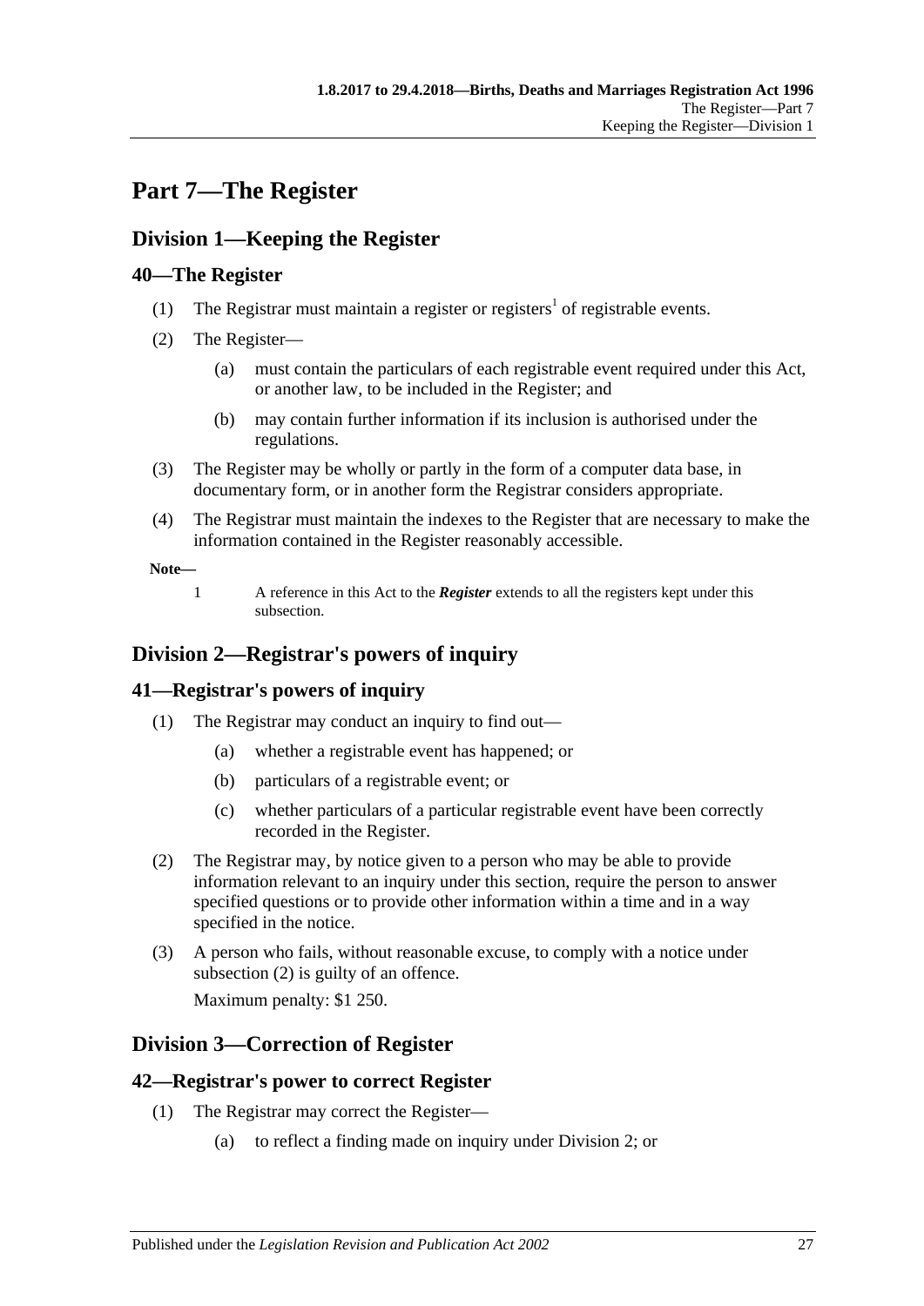# Part 7—The Register

## Division 1—Keeping the Register

### 40—The Register

(1) The Registrar must maintain a register or registers[1] of registrable events.

(2) The Register—

(a) must contain the particulars of each registrable event required under this Act, or another law, to be included in the Register; and

(b) may contain further information if its inclusion is authorised under the regulations.

(3) The Register may be wholly or partly in the form of a computer data base, in documentary form, or in another form the Registrar considers appropriate.

(4) The Registrar must maintain the indexes to the Register that are necessary to make the information contained in the Register reasonably accessible.

**Note—**

1 A reference in this Act to the ***Register*** extends to all the registers kept under this subsection.

## Division 2—Registrar's powers of inquiry

### 41—Registrar's powers of inquiry

(1) The Registrar may conduct an inquiry to find out—

(a) whether a registrable event has happened; or

(b) particulars of a registrable event; or

(c) whether particulars of a particular registrable event have been correctly recorded in the Register.

(2) The Registrar may, by notice given to a person who may be able to provide information relevant to an inquiry under this section, require the person to answer specified questions or to provide other information within a time and in a way specified in the notice.

(3) A person who fails, without reasonable excuse, to comply with a notice under subsection (2) is guilty of an offence.

Maximum penalty: $1 250.

## Division 3—Correction of Register

### 42—Registrar's power to correct Register

(1) The Registrar may correct the Register—

(a) to reflect a finding made on inquiry under Division 2; or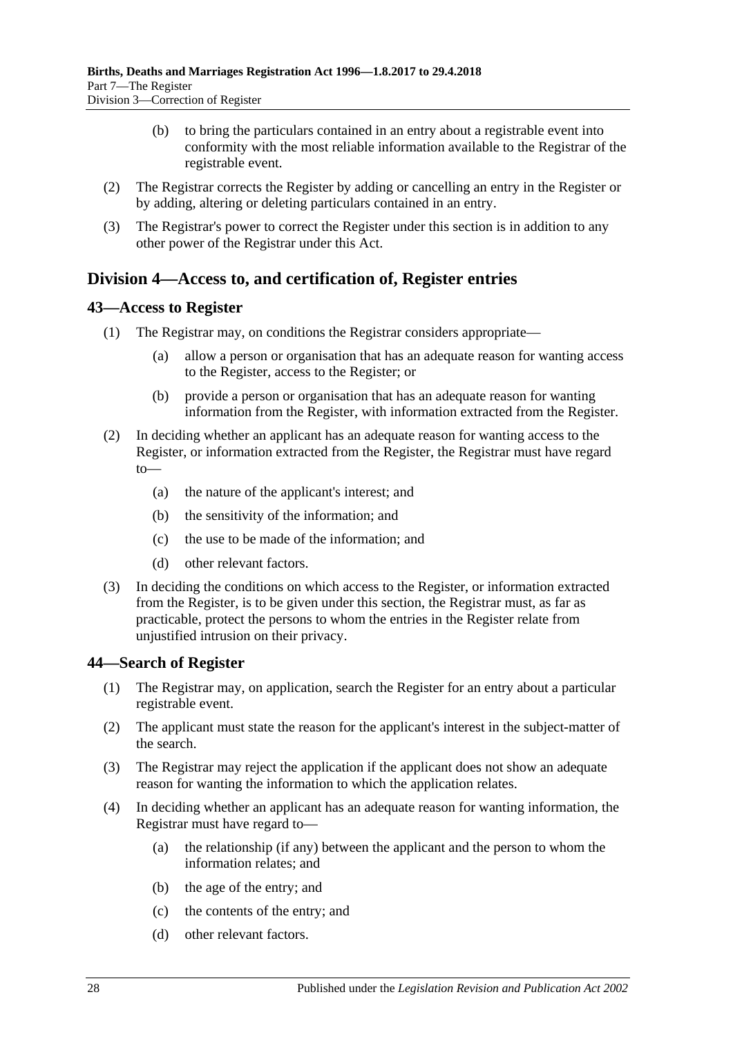(b) to bring the particulars contained in an entry about a registrable event into conformity with the most reliable information available to the Registrar of the registrable event.

(2) The Registrar corrects the Register by adding or cancelling an entry in the Register or by adding, altering or deleting particulars contained in an entry.

(3) The Registrar's power to correct the Register under this section is in addition to any other power of the Registrar under this Act.

## Division 4—Access to, and certification of, Register entries

### 43—Access to Register

(1) The Registrar may, on conditions the Registrar considers appropriate—

(a) allow a person or organisation that has an adequate reason for wanting access to the Register, access to the Register; or

(b) provide a person or organisation that has an adequate reason for wanting information from the Register, with information extracted from the Register.

(2) In deciding whether an applicant has an adequate reason for wanting access to the Register, or information extracted from the Register, the Registrar must have regard to—

(a) the nature of the applicant's interest; and

(b) the sensitivity of the information; and

(c) the use to be made of the information; and

(d) other relevant factors.

(3) In deciding the conditions on which access to the Register, or information extracted from the Register, is to be given under this section, the Registrar must, as far as practicable, protect the persons to whom the entries in the Register relate from unjustified intrusion on their privacy.

### 44—Search of Register

(1) The Registrar may, on application, search the Register for an entry about a particular registrable event.

(2) The applicant must state the reason for the applicant's interest in the subject-matter of the search.

(3) The Registrar may reject the application if the applicant does not show an adequate reason for wanting the information to which the application relates.

(4) In deciding whether an applicant has an adequate reason for wanting information, the Registrar must have regard to—

(a) the relationship (if any) between the applicant and the person to whom the information relates; and

(b) the age of the entry; and

(c) the contents of the entry; and

(d) other relevant factors.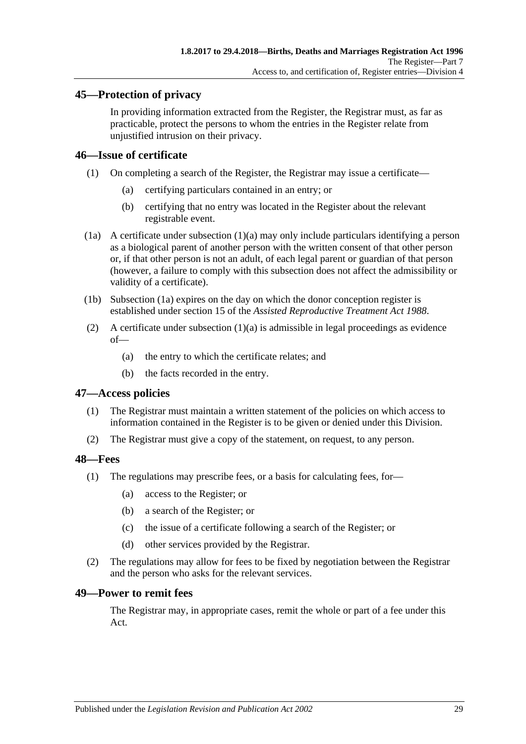## 45—Protection of privacy

In providing information extracted from the Register, the Registrar must, as far as practicable, protect the persons to whom the entries in the Register relate from unjustified intrusion on their privacy.

## 46—Issue of certificate

(1) On completing a search of the Register, the Registrar may issue a certificate—

(a) certifying particulars contained in an entry; or

(b) certifying that no entry was located in the Register about the relevant registrable event.

(1a) A certificate under subsection (1)(a) may only include particulars identifying a person as a biological parent of another person with the written consent of that other person or, if that other person is not an adult, of each legal parent or guardian of that person (however, a failure to comply with this subsection does not affect the admissibility or validity of a certificate).

(1b) Subsection (1a) expires on the day on which the donor conception register is established under section 15 of the *Assisted Reproductive Treatment Act 1988*.

(2) A certificate under subsection (1)(a) is admissible in legal proceedings as evidence of—

(a) the entry to which the certificate relates; and

(b) the facts recorded in the entry.

## 47—Access policies

(1) The Registrar must maintain a written statement of the policies on which access to information contained in the Register is to be given or denied under this Division.

(2) The Registrar must give a copy of the statement, on request, to any person.

## 48—Fees

(1) The regulations may prescribe fees, or a basis for calculating fees, for—

(a) access to the Register; or

(b) a search of the Register; or

(c) the issue of a certificate following a search of the Register; or

(d) other services provided by the Registrar.

(2) The regulations may allow for fees to be fixed by negotiation between the Registrar and the person who asks for the relevant services.

## 49—Power to remit fees

The Registrar may, in appropriate cases, remit the whole or part of a fee under this Act.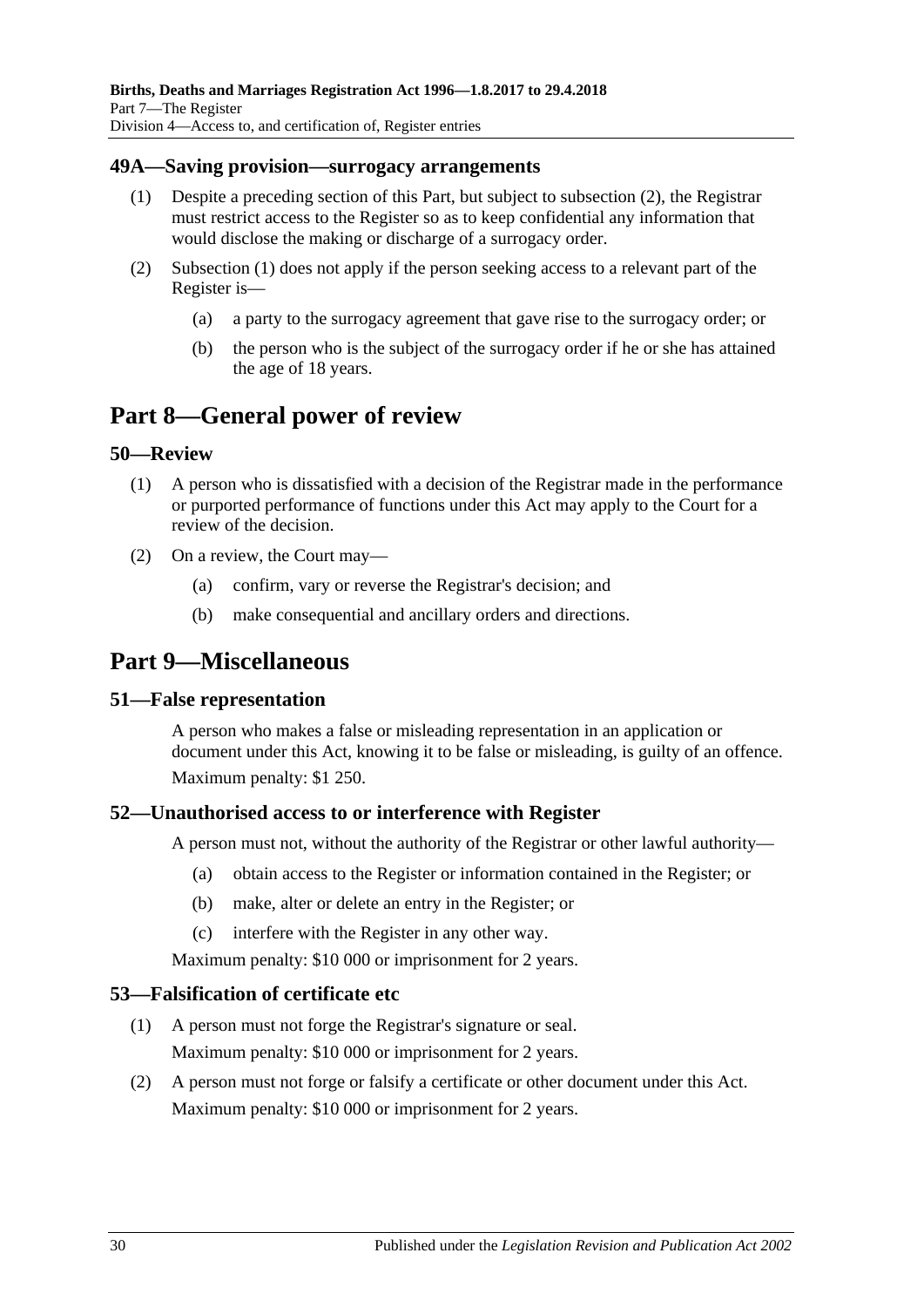### 49A—Saving provision—surrogacy arrangements

(1) Despite a preceding section of this Part, but subject to subsection (2), the Registrar must restrict access to the Register so as to keep confidential any information that would disclose the making or discharge of a surrogacy order.

(2) Subsection (1) does not apply if the person seeking access to a relevant part of the Register is—

- (a) a party to the surrogacy agreement that gave rise to the surrogacy order; or
- (b) the person who is the subject of the surrogacy order if he or she has attained the age of 18 years.

## Part 8—General power of review

### 50—Review

(1) A person who is dissatisfied with a decision of the Registrar made in the performance or purported performance of functions under this Act may apply to the Court for a review of the decision.

(2) On a review, the Court may—

- (a) confirm, vary or reverse the Registrar's decision; and
- (b) make consequential and ancillary orders and directions.

## Part 9—Miscellaneous

### 51—False representation

A person who makes a false or misleading representation in an application or document under this Act, knowing it to be false or misleading, is guilty of an offence.

Maximum penalty: $1 250.

### 52—Unauthorised access to or interference with Register

A person must not, without the authority of the Registrar or other lawful authority—

- (a) obtain access to the Register or information contained in the Register; or
- (b) make, alter or delete an entry in the Register; or
- (c) interfere with the Register in any other way.

Maximum penalty: $10 000 or imprisonment for 2 years.

### 53—Falsification of certificate etc

(1) A person must not forge the Registrar's signature or seal.

Maximum penalty: $10 000 or imprisonment for 2 years.

(2) A person must not forge or falsify a certificate or other document under this Act.

Maximum penalty: $10 000 or imprisonment for 2 years.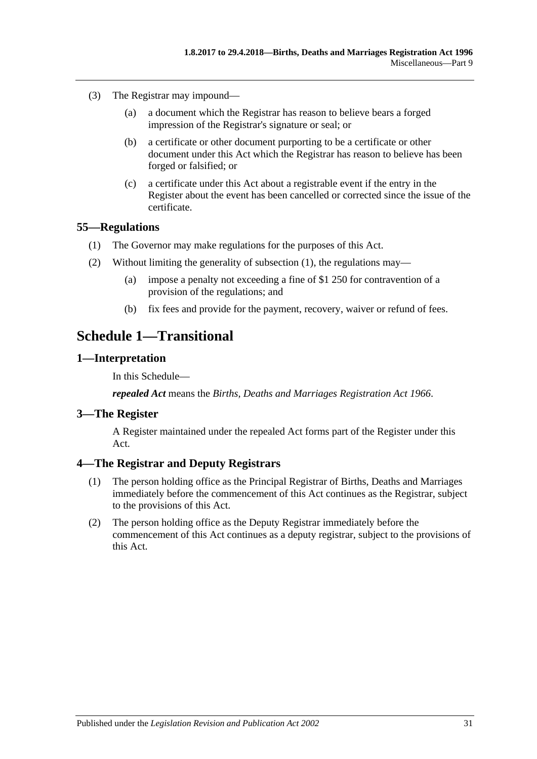(3) The Registrar may impound—

(a) a document which the Registrar has reason to believe bears a forged impression of the Registrar's signature or seal; or

(b) a certificate or other document purporting to be a certificate or other document under this Act which the Registrar has reason to believe has been forged or falsified; or

(c) a certificate under this Act about a registrable event if the entry in the Register about the event has been cancelled or corrected since the issue of the certificate.

### 55—Regulations

(1) The Governor may make regulations for the purposes of this Act.

(2) Without limiting the generality of subsection (1), the regulations may—

(a) impose a penalty not exceeding a fine of $1 250 for contravention of a provision of the regulations; and

(b) fix fees and provide for the payment, recovery, waiver or refund of fees.

## Schedule 1—Transitional

### 1—Interpretation

In this Schedule—

***repealed Act*** means the *Births, Deaths and Marriages Registration Act 1966*.

### 3—The Register

A Register maintained under the repealed Act forms part of the Register under this Act.

### 4—The Registrar and Deputy Registrars

(1) The person holding office as the Principal Registrar of Births, Deaths and Marriages immediately before the commencement of this Act continues as the Registrar, subject to the provisions of this Act.

(2) The person holding office as the Deputy Registrar immediately before the commencement of this Act continues as a deputy registrar, subject to the provisions of this Act.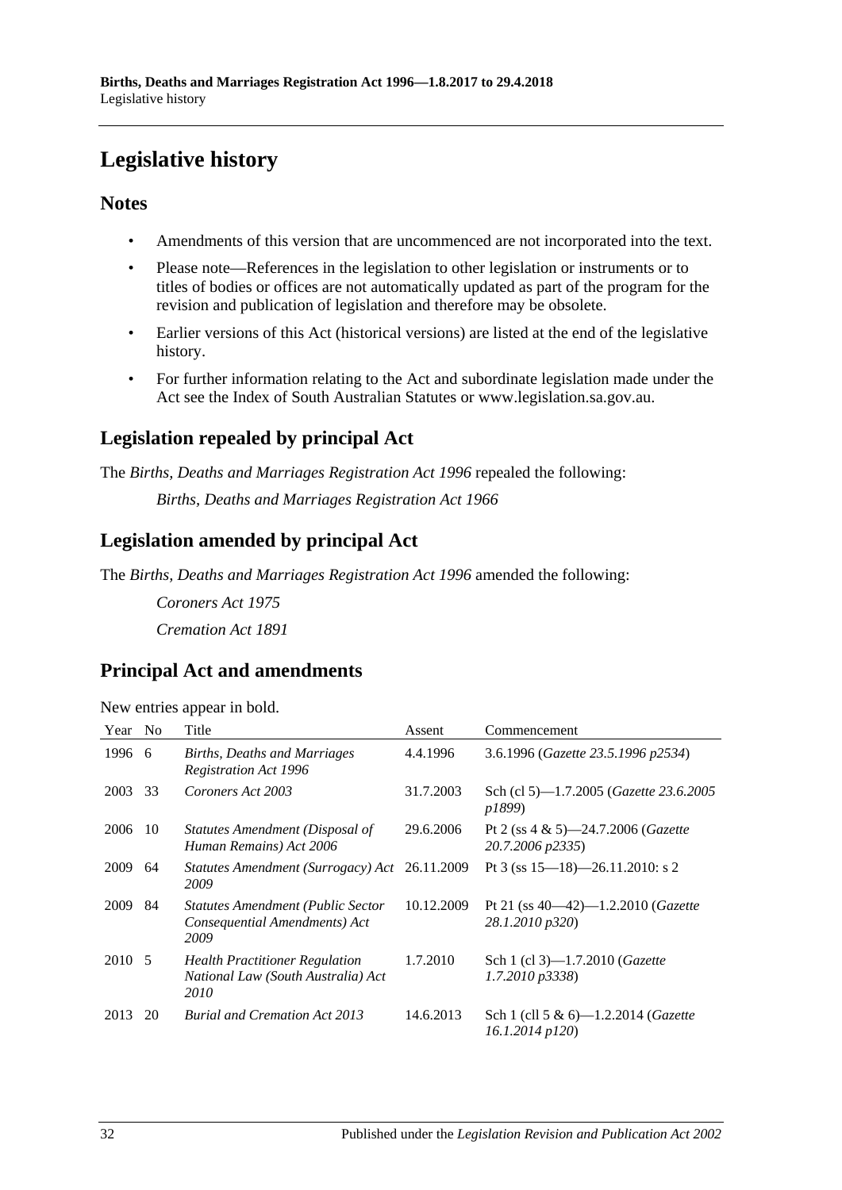# Legislative history

## Notes

- Amendments of this version that are uncommenced are not incorporated into the text.
- Please note—References in the legislation to other legislation or instruments or to titles of bodies or offices are not automatically updated as part of the program for the revision and publication of legislation and therefore may be obsolete.
- Earlier versions of this Act (historical versions) are listed at the end of the legislative history.
- For further information relating to the Act and subordinate legislation made under the Act see the Index of South Australian Statutes or www.legislation.sa.gov.au.

## Legislation repealed by principal Act

The *Births, Deaths and Marriages Registration Act 1996* repealed the following:

*Births, Deaths and Marriages Registration Act 1966*

## Legislation amended by principal Act

The *Births, Deaths and Marriages Registration Act 1996* amended the following:

*Coroners Act 1975*

*Cremation Act 1891*

## Principal Act and amendments

New entries appear in bold.

| Year | No | Title | Assent | Commencement |
|---|---|---|---|---|
| 1996 | 6 | *Births, Deaths and Marriages Registration Act 1996* | 4.4.1996 | 3.6.1996 (*Gazette 23.5.1996 p2534*) |
| 2003 | 33 | *Coroners Act 2003* | 31.7.2003 | Sch (cl 5)—1.7.2005 (*Gazette 23.6.2005 p1899*) |
| 2006 | 10 | *Statutes Amendment (Disposal of Human Remains) Act 2006* | 29.6.2006 | Pt 2 (ss 4 & 5)—24.7.2006 (*Gazette 20.7.2006 p2335*) |
| 2009 | 64 | *Statutes Amendment (Surrogacy) Act 2009* | 26.11.2009 | Pt 3 (ss 15—18)—26.11.2010: s 2 |
| 2009 | 84 | *Statutes Amendment (Public Sector Consequential Amendments) Act 2009* | 10.12.2009 | Pt 21 (ss 40—42)—1.2.2010 (*Gazette 28.1.2010 p320*) |
| 2010 | 5 | *Health Practitioner Regulation National Law (South Australia) Act 2010* | 1.7.2010 | Sch 1 (cl 3)—1.7.2010 (*Gazette 1.7.2010 p3338*) |
| 2013 | 20 | *Burial and Cremation Act 2013* | 14.6.2013 | Sch 1 (cll 5 & 6)—1.2.2014 (*Gazette 16.1.2014 p120*) |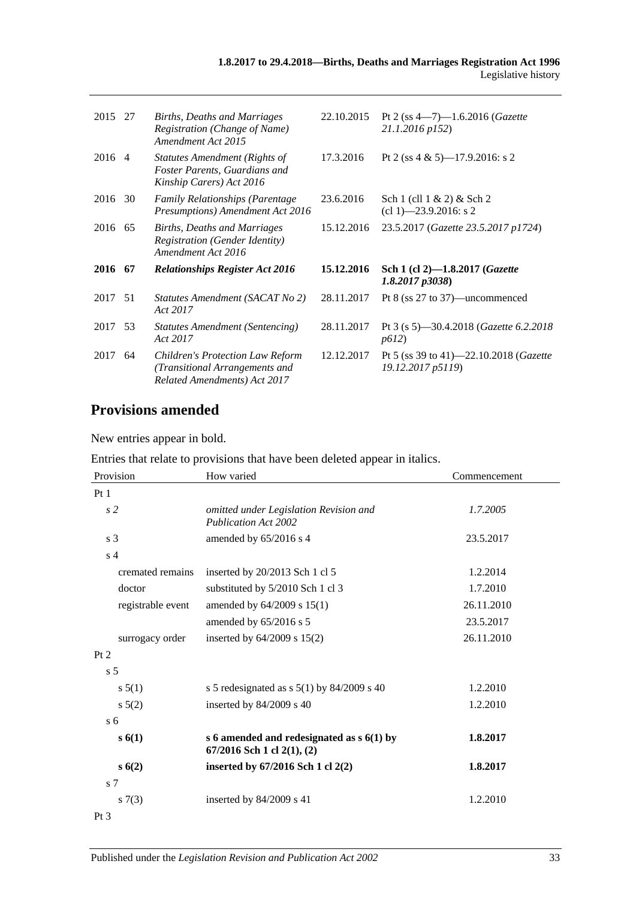| | | | | |
|---|---|---|---|---|
| 2015 | 27 | *Births, Deaths and Marriages Registration (Change of Name) Amendment Act 2015* | 22.10.2015 | Pt 2 (ss 4—7)—1.6.2016 (*Gazette 21.1.2016 p152*) |
| 2016 | 4 | *Statutes Amendment (Rights of Foster Parents, Guardians and Kinship Carers) Act 2016* | 17.3.2016 | Pt 2 (ss 4 & 5)—17.9.2016: s 2 |
| 2016 | 30 | *Family Relationships (Parentage Presumptions) Amendment Act 2016* | 23.6.2016 | Sch 1 (cll 1 & 2) & Sch 2 (cl 1)—23.9.2016: s 2 |
| 2016 | 65 | *Births, Deaths and Marriages Registration (Gender Identity) Amendment Act 2016* | 15.12.2016 | 23.5.2017 (*Gazette 23.5.2017 p1724*) |
| **2016** | **67** | ***Relationships Register Act 2016*** | **15.12.2016** | **Sch 1 (cl 2)—1.8.2017 (*Gazette 1.8.2017 p3038*)** |
| 2017 | 51 | *Statutes Amendment (SACAT No 2) Act 2017* | 28.11.2017 | Pt 8 (ss 27 to 37)—uncommenced |
| 2017 | 53 | *Statutes Amendment (Sentencing) Act 2017* | 28.11.2017 | Pt 3 (s 5)—30.4.2018 (*Gazette 6.2.2018 p612*) |
| 2017 | 64 | *Children's Protection Law Reform (Transitional Arrangements and Related Amendments) Act 2017* | 12.12.2017 | Pt 5 (ss 39 to 41)—22.10.2018 (*Gazette 19.12.2017 p5119*) |

## Provisions amended

New entries appear in bold.

Entries that relate to provisions that have been deleted appear in italics.

| Provision | How varied | Commencement |
|---|---|---|
| Pt 1 | | |
| *s 2* | *omitted under Legislation Revision and Publication Act 2002* | *1.7.2005* |
| s 3 | amended by 65/2016 s 4 | 23.5.2017 |
| s 4 | | |
| cremated remains | inserted by 20/2013 Sch 1 cl 5 | 1.2.2014 |
| doctor | substituted by 5/2010 Sch 1 cl 3 | 1.7.2010 |
| registrable event | amended by 64/2009 s 15(1) | 26.11.2010 |
| | amended by 65/2016 s 5 | 23.5.2017 |
| surrogacy order | inserted by 64/2009 s 15(2) | 26.11.2010 |
| Pt 2 | | |
| s 5 | | |
| s 5(1) | s 5 redesignated as s 5(1) by 84/2009 s 40 | 1.2.2010 |
| s 5(2) | inserted by 84/2009 s 40 | 1.2.2010 |
| s 6 | | |
| **s 6(1)** | **s 6 amended and redesignated as s 6(1) by 67/2016 Sch 1 cl 2(1), (2)** | **1.8.2017** |
| **s 6(2)** | **inserted by 67/2016 Sch 1 cl 2(2)** | **1.8.2017** |
| s 7 | | |
| s 7(3) | inserted by 84/2009 s 41 | 1.2.2010 |
| Pt 3 | | |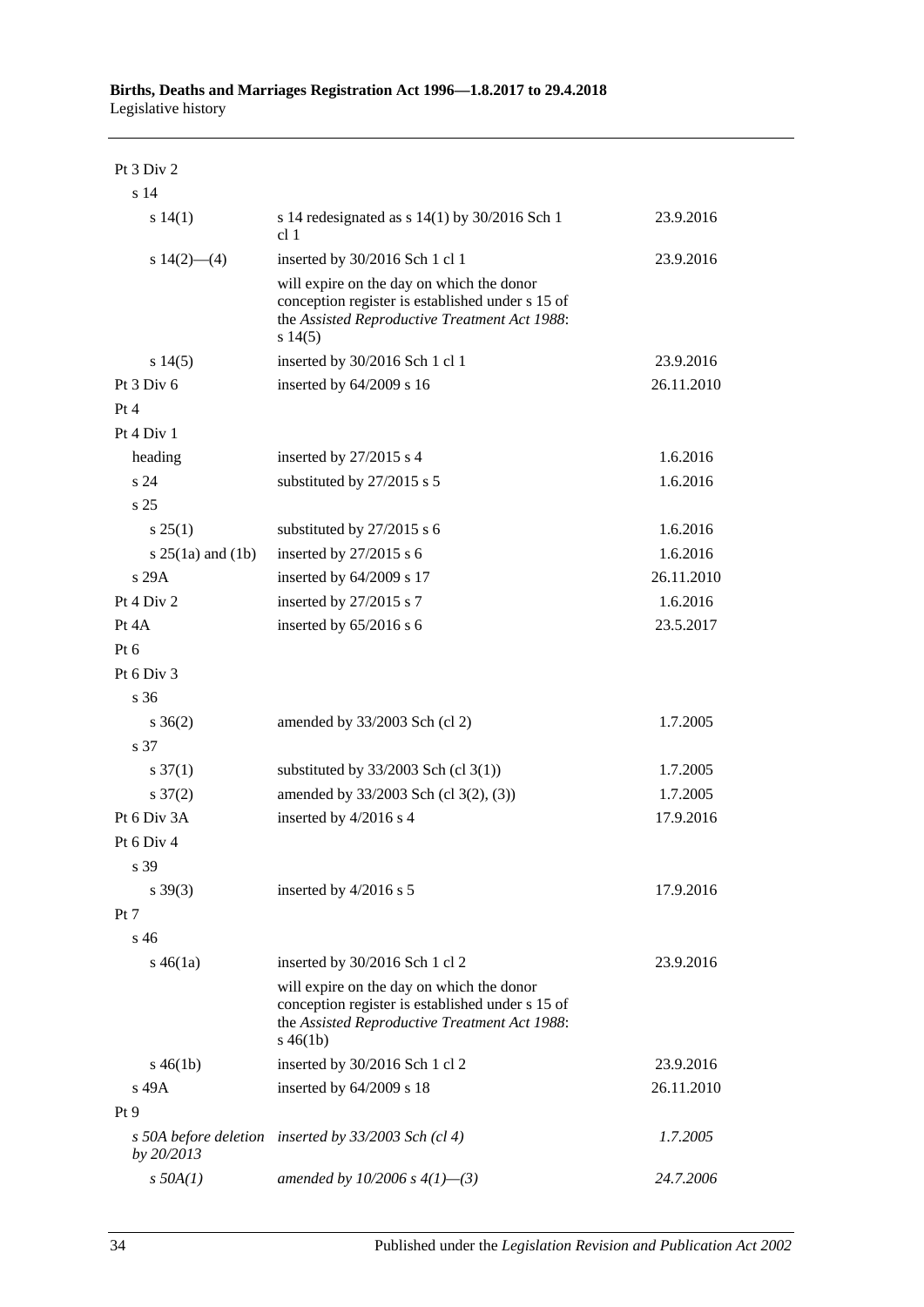| | | |
|---|---|---|
| Pt 3 Div 2 | | |
| s 14 | | |
| s 14(1) | s 14 redesignated as s 14(1) by 30/2016 Sch 1 cl 1 | 23.9.2016 |
| s 14(2)—(4) | inserted by 30/2016 Sch 1 cl 1 | 23.9.2016 |
| | will expire on the day on which the donor conception register is established under s 15 of the *Assisted Reproductive Treatment Act 1988*: s 14(5) | |
| s 14(5) | inserted by 30/2016 Sch 1 cl 1 | 23.9.2016 |
| Pt 3 Div 6 | inserted by 64/2009 s 16 | 26.11.2010 |
| Pt 4 | | |
| Pt 4 Div 1 | | |
| heading | inserted by 27/2015 s 4 | 1.6.2016 |
| s 24 | substituted by 27/2015 s 5 | 1.6.2016 |
| s 25 | | |
| s 25(1) | substituted by 27/2015 s 6 | 1.6.2016 |
| s 25(1a) and (1b) | inserted by 27/2015 s 6 | 1.6.2016 |
| s 29A | inserted by 64/2009 s 17 | 26.11.2010 |
| Pt 4 Div 2 | inserted by 27/2015 s 7 | 1.6.2016 |
| Pt 4A | inserted by 65/2016 s 6 | 23.5.2017 |
| Pt 6 | | |
| Pt 6 Div 3 | | |
| s 36 | | |
| s 36(2) | amended by 33/2003 Sch (cl 2) | 1.7.2005 |
| s 37 | | |
| s 37(1) | substituted by 33/2003 Sch (cl 3(1)) | 1.7.2005 |
| s 37(2) | amended by 33/2003 Sch (cl 3(2), (3)) | 1.7.2005 |
| Pt 6 Div 3A | inserted by 4/2016 s 4 | 17.9.2016 |
| Pt 6 Div 4 | | |
| s 39 | | |
| s 39(3) | inserted by 4/2016 s 5 | 17.9.2016 |
| Pt 7 | | |
| s 46 | | |
| s 46(1a) | inserted by 30/2016 Sch 1 cl 2 | 23.9.2016 |
| | will expire on the day on which the donor conception register is established under s 15 of the *Assisted Reproductive Treatment Act 1988*: s 46(1b) | |
| s 46(1b) | inserted by 30/2016 Sch 1 cl 2 | 23.9.2016 |
| s 49A | inserted by 64/2009 s 18 | 26.11.2010 |
| Pt 9 | | |
| *s 50A before deletion by 20/2013* | *inserted by 33/2003 Sch (cl 4)* | *1.7.2005* |
| *s 50A(1)* | *amended by 10/2006 s 4(1)—(3)* | *24.7.2006* |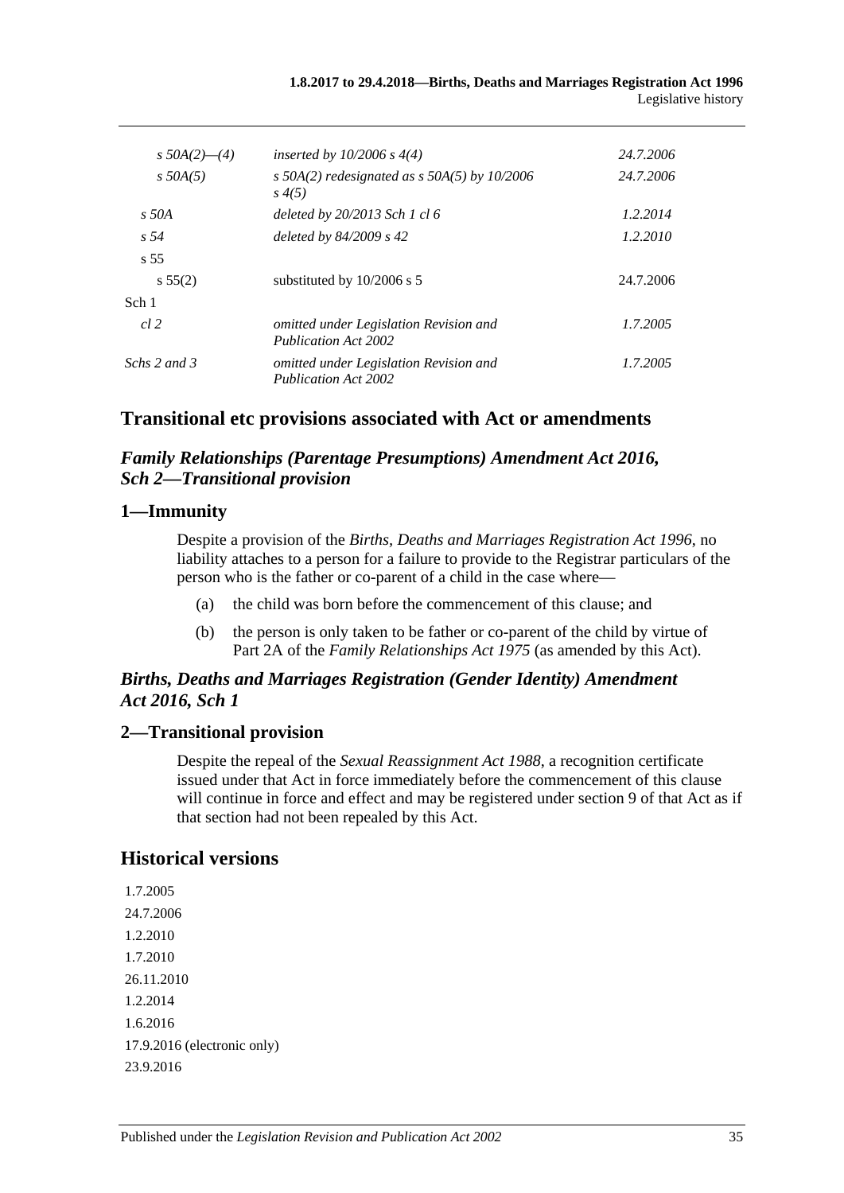| | | |
|---|---|---|
| *s 50A(2)—(4)* | *inserted by 10/2006 s 4(4)* | *24.7.2006* |
| *s 50A(5)* | *s 50A(2) redesignated as s 50A(5) by 10/2006 s 4(5)* | *24.7.2006* |
| *s 50A* | *deleted by 20/2013 Sch 1 cl 6* | *1.2.2014* |
| *s 54* | *deleted by 84/2009 s 42* | *1.2.2010* |
| s 55 | | |
| s 55(2) | substituted by 10/2006 s 5 | 24.7.2006 |
| Sch 1 | | |
| *cl 2* | *omitted under Legislation Revision and Publication Act 2002* | *1.7.2005* |
| *Schs 2 and 3* | *omitted under Legislation Revision and Publication Act 2002* | *1.7.2005* |

## Transitional etc provisions associated with Act or amendments

### *Family Relationships (Parentage Presumptions) Amendment Act 2016, Sch 2—Transitional provision*

### 1—Immunity

Despite a provision of the *Births, Deaths and Marriages Registration Act 1996*, no liability attaches to a person for a failure to provide to the Registrar particulars of the person who is the father or co-parent of a child in the case where—

(a) the child was born before the commencement of this clause; and

(b) the person is only taken to be father or co-parent of the child by virtue of Part 2A of the *Family Relationships Act 1975* (as amended by this Act).

### *Births, Deaths and Marriages Registration (Gender Identity) Amendment Act 2016, Sch 1*

### 2—Transitional provision

Despite the repeal of the *Sexual Reassignment Act 1988*, a recognition certificate issued under that Act in force immediately before the commencement of this clause will continue in force and effect and may be registered under section 9 of that Act as if that section had not been repealed by this Act.

## Historical versions

1.7.2005
24.7.2006
1.2.2010
1.7.2010
26.11.2010
1.2.2014
1.6.2016
17.9.2016 (electronic only)
23.9.2016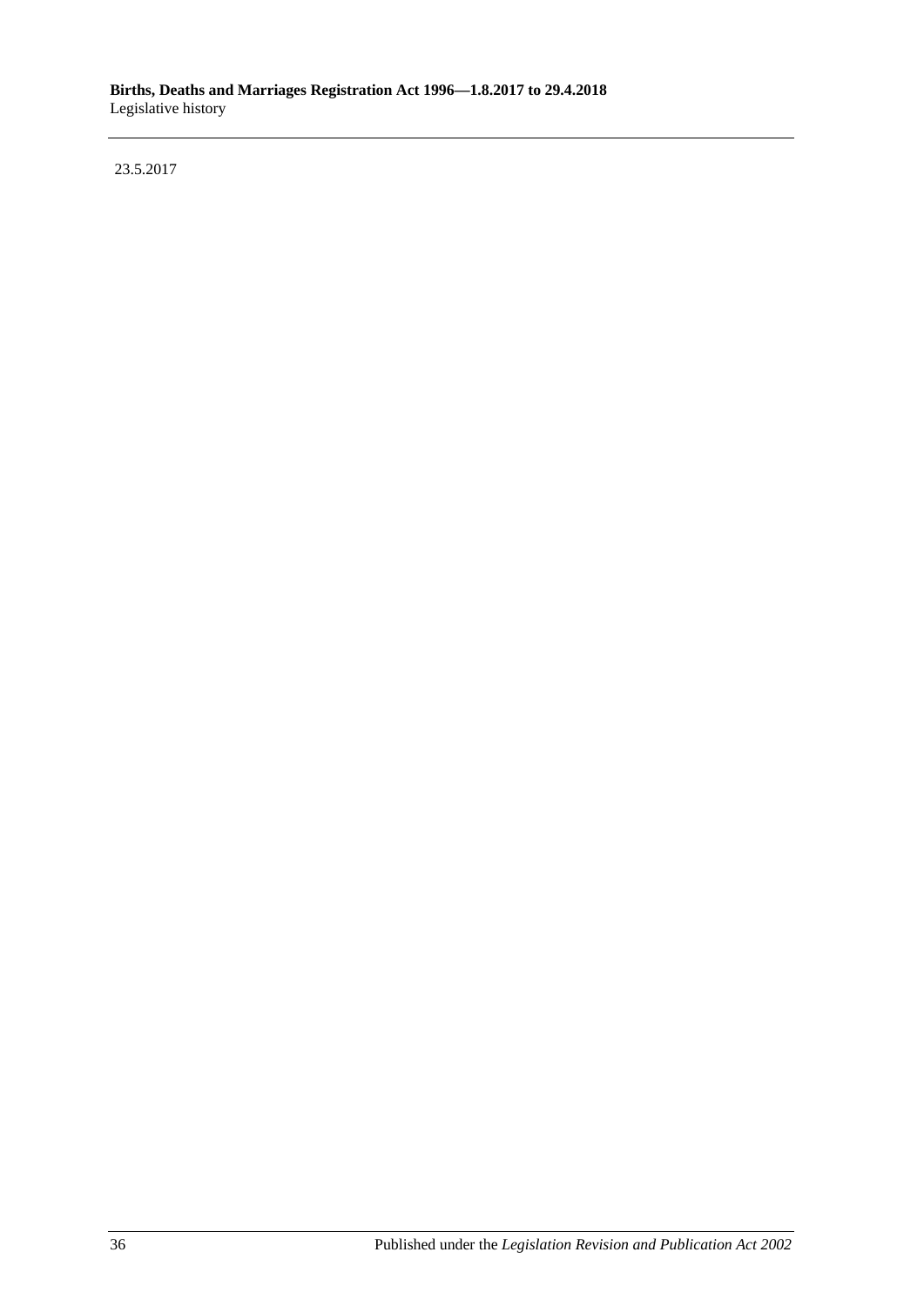23.5.2017